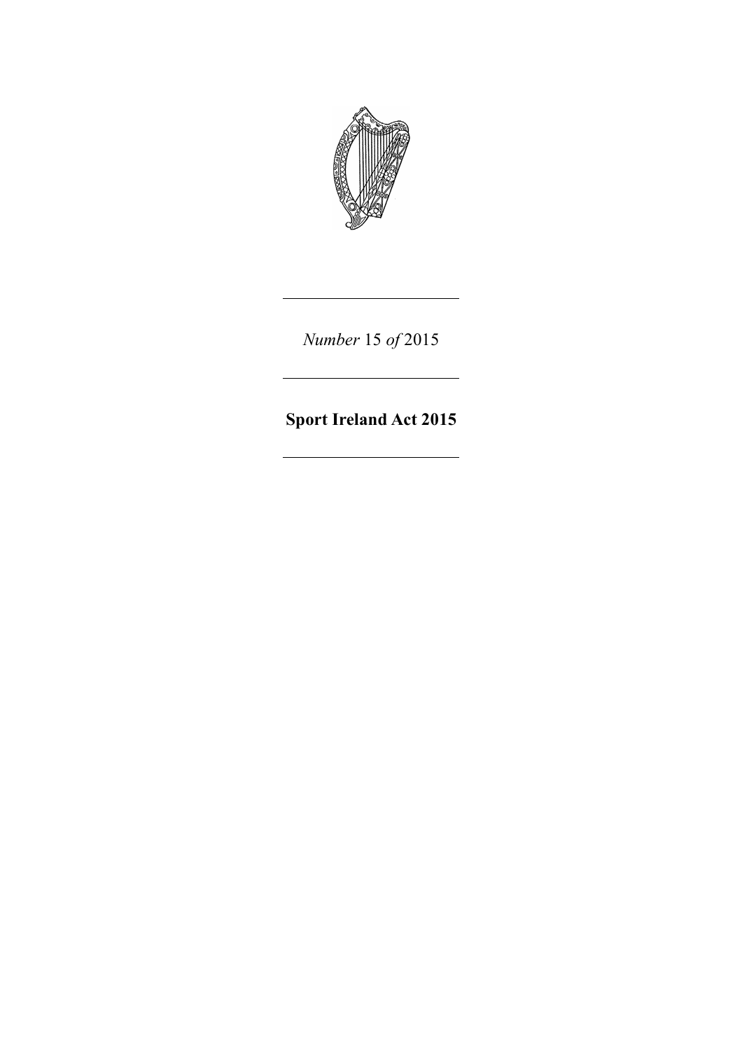*Number* 15 *of* 2015

---

# Sport Ireland Act 2015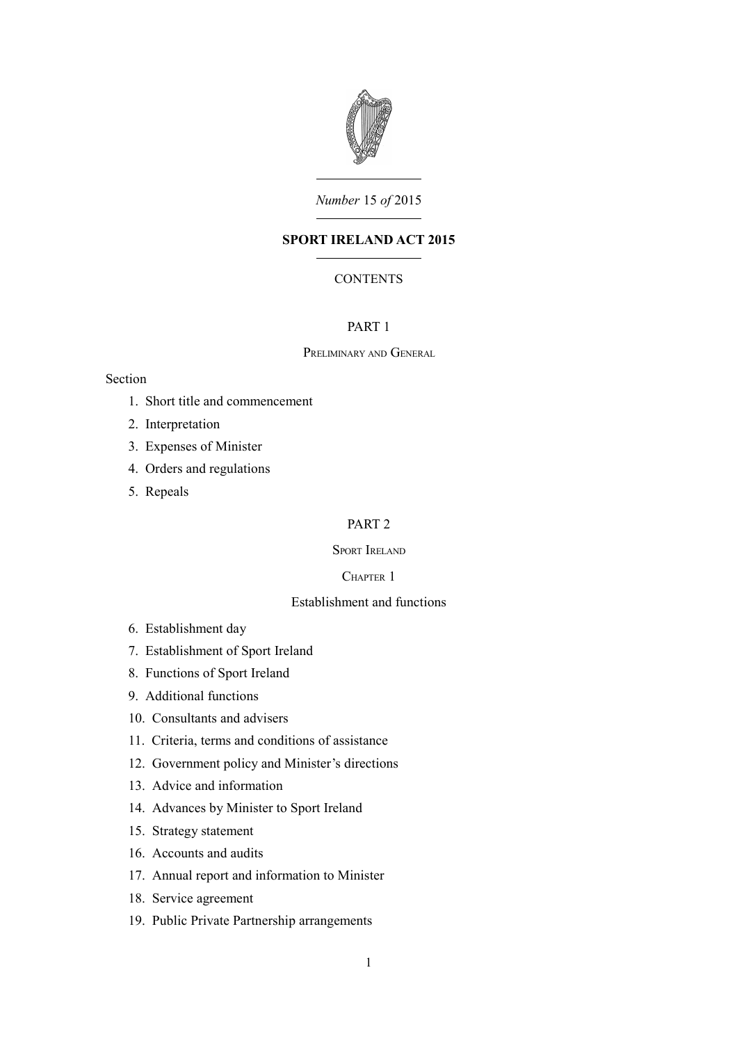*Number* 15 *of* 2015

# SPORT IRELAND ACT 2015

CONTENTS

## PART 1

### Preliminary and General

Section

1. Short title and commencement
2. Interpretation
3. Expenses of Minister
4. Orders and regulations
5. Repeals

## PART 2

### Sport Ireland

#### Chapter 1

#### Establishment and functions

6. Establishment day
7. Establishment of Sport Ireland
8. Functions of Sport Ireland
9. Additional functions
10. Consultants and advisers
11. Criteria, terms and conditions of assistance
12. Government policy and Minister's directions
13. Advice and information
14. Advances by Minister to Sport Ireland
15. Strategy statement
16. Accounts and audits
17. Annual report and information to Minister
18. Service agreement
19. Public Private Partnership arrangements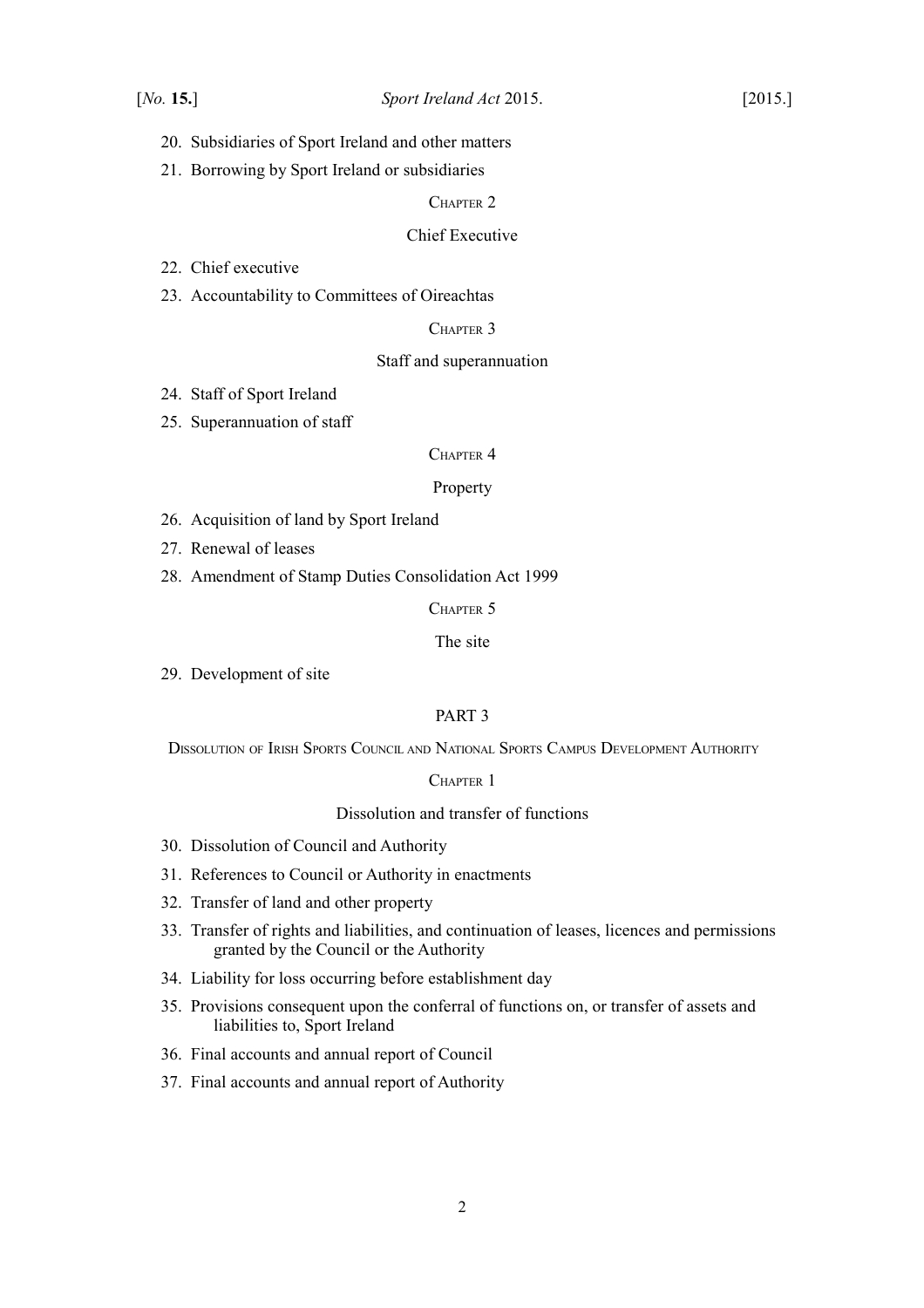20. Subsidiaries of Sport Ireland and other matters

21. Borrowing by Sport Ireland or subsidiaries

Chapter 2

Chief Executive

22. Chief executive

23. Accountability to Committees of Oireachtas

Chapter 3

Staff and superannuation

24. Staff of Sport Ireland

25. Superannuation of staff

Chapter 4

Property

26. Acquisition of land by Sport Ireland

27. Renewal of leases

28. Amendment of Stamp Duties Consolidation Act 1999

Chapter 5

The site

29. Development of site

PART 3

Dissolution of Irish Sports Council and National Sports Campus Development Authority

Chapter 1

Dissolution and transfer of functions

30. Dissolution of Council and Authority

31. References to Council or Authority in enactments

32. Transfer of land and other property

33. Transfer of rights and liabilities, and continuation of leases, licences and permissions granted by the Council or the Authority

34. Liability for loss occurring before establishment day

35. Provisions consequent upon the conferral of functions on, or transfer of assets and liabilities to, Sport Ireland

36. Final accounts and annual report of Council

37. Final accounts and annual report of Authority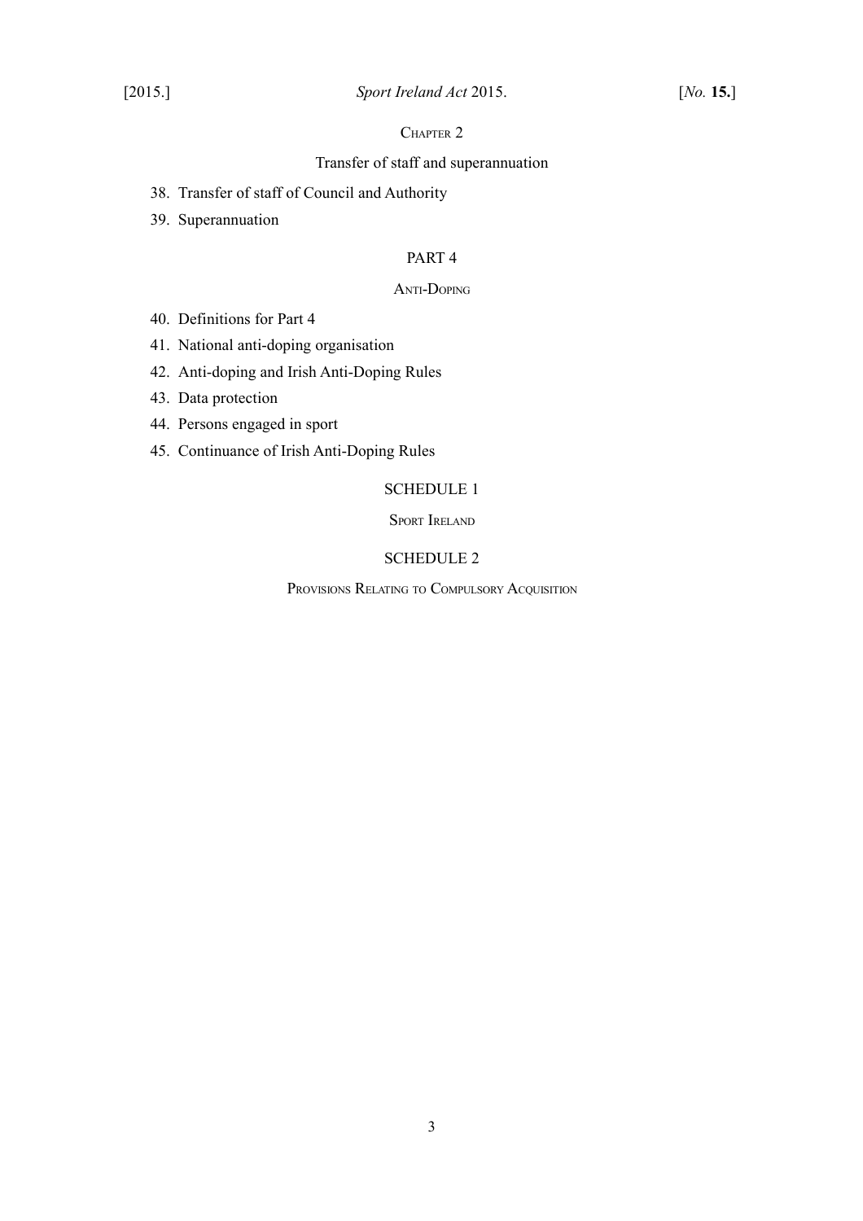Chapter 2

Transfer of staff and superannuation

38. Transfer of staff of Council and Authority

39. Superannuation

PART 4

Anti-Doping

40. Definitions for Part 4

41. National anti-doping organisation

42. Anti-doping and Irish Anti-Doping Rules

43. Data protection

44. Persons engaged in sport

45. Continuance of Irish Anti-Doping Rules

SCHEDULE 1

Sport Ireland

SCHEDULE 2

Provisions Relating to Compulsory Acquisition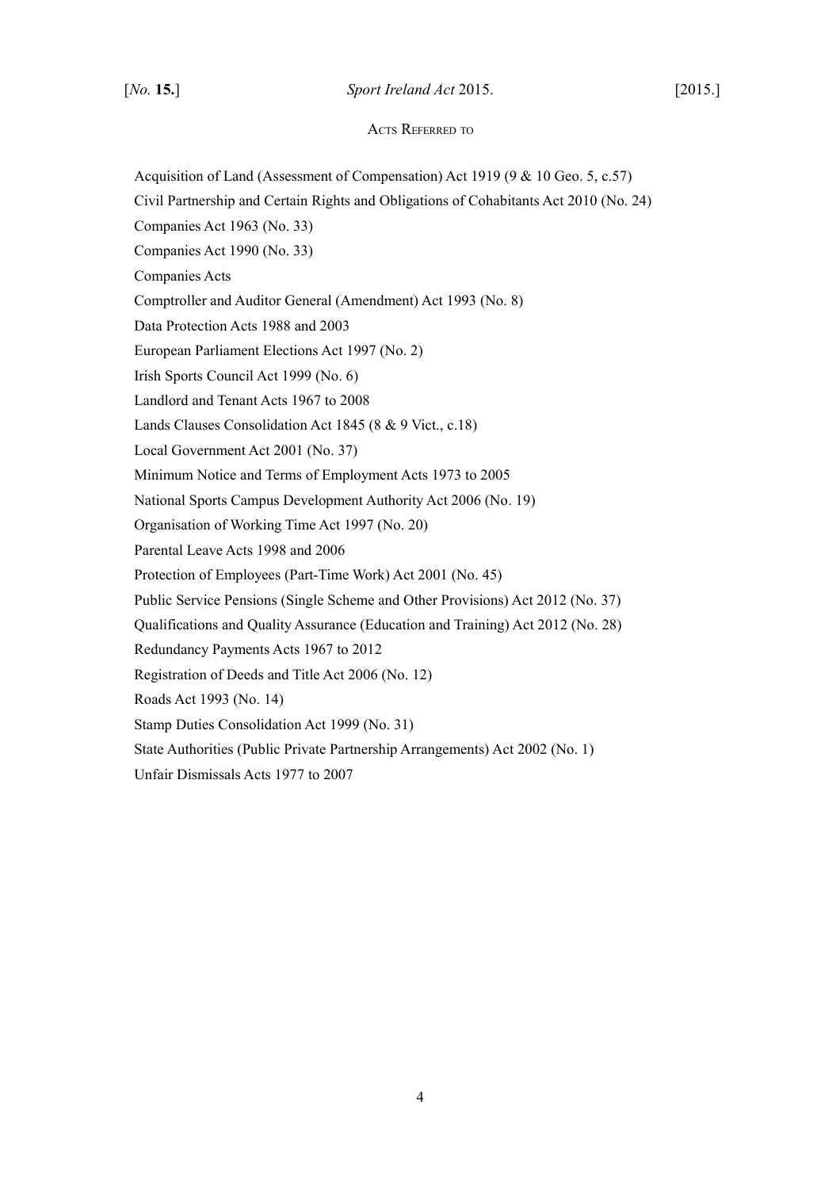## Acts Referred to

Acquisition of Land (Assessment of Compensation) Act 1919 (9 & 10 Geo. 5, c.57)

Civil Partnership and Certain Rights and Obligations of Cohabitants Act 2010 (No. 24)

Companies Act 1963 (No. 33)

Companies Act 1990 (No. 33)

Companies Acts

Comptroller and Auditor General (Amendment) Act 1993 (No. 8)

Data Protection Acts 1988 and 2003

European Parliament Elections Act 1997 (No. 2)

Irish Sports Council Act 1999 (No. 6)

Landlord and Tenant Acts 1967 to 2008

Lands Clauses Consolidation Act 1845 (8 & 9 Vict., c.18)

Local Government Act 2001 (No. 37)

Minimum Notice and Terms of Employment Acts 1973 to 2005

National Sports Campus Development Authority Act 2006 (No. 19)

Organisation of Working Time Act 1997 (No. 20)

Parental Leave Acts 1998 and 2006

Protection of Employees (Part-Time Work) Act 2001 (No. 45)

Public Service Pensions (Single Scheme and Other Provisions) Act 2012 (No. 37)

Qualifications and Quality Assurance (Education and Training) Act 2012 (No. 28)

Redundancy Payments Acts 1967 to 2012

Registration of Deeds and Title Act 2006 (No. 12)

Roads Act 1993 (No. 14)

Stamp Duties Consolidation Act 1999 (No. 31)

State Authorities (Public Private Partnership Arrangements) Act 2002 (No. 1)

Unfair Dismissals Acts 1977 to 2007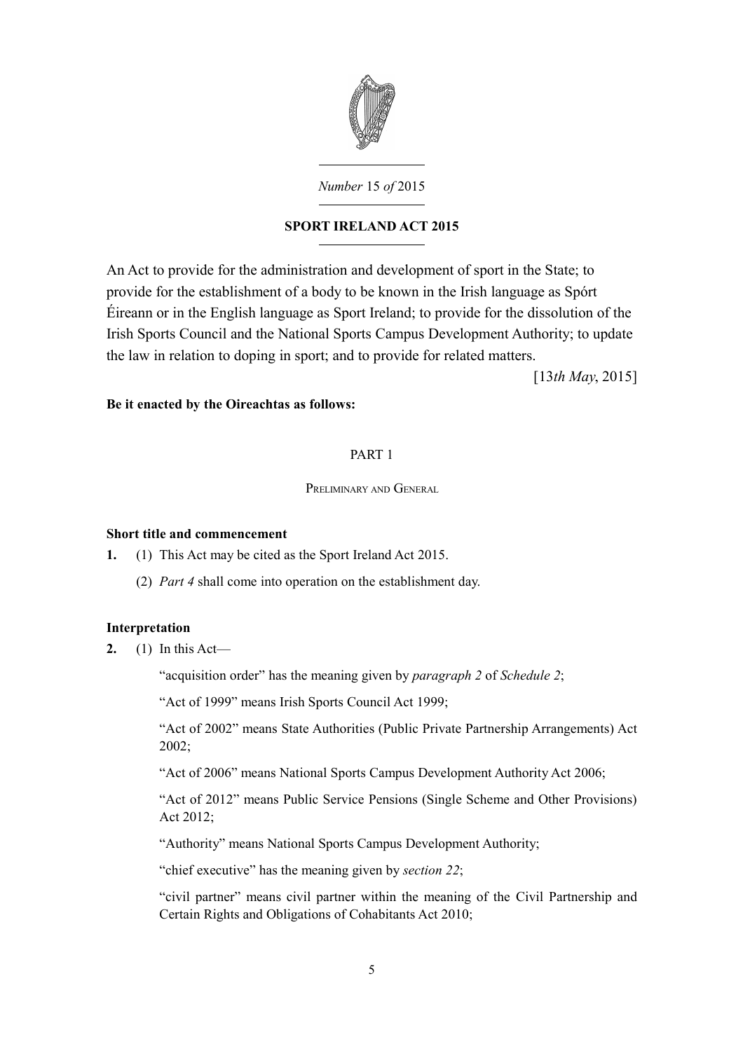*Number* 15 *of* 2015

**SPORT IRELAND ACT 2015**

An Act to provide for the administration and development of sport in the State; to provide for the establishment of a body to be known in the Irish language as Spórt Éireann or in the English language as Sport Ireland; to provide for the dissolution of the Irish Sports Council and the National Sports Campus Development Authority; to update the law in relation to doping in sport; and to provide for related matters.

[13*th May*, 2015]

**Be it enacted by the Oireachtas as follows:**

PART 1

PRELIMINARY AND GENERAL

**Short title and commencement**

**1.** (1) This Act may be cited as the Sport Ireland Act 2015.

(2) *Part 4* shall come into operation on the establishment day.

**Interpretation**

**2.** (1) In this Act—

"acquisition order" has the meaning given by *paragraph 2* of *Schedule 2*;

"Act of 1999" means Irish Sports Council Act 1999;

"Act of 2002" means State Authorities (Public Private Partnership Arrangements) Act 2002;

"Act of 2006" means National Sports Campus Development Authority Act 2006;

"Act of 2012" means Public Service Pensions (Single Scheme and Other Provisions) Act 2012;

"Authority" means National Sports Campus Development Authority;

"chief executive" has the meaning given by *section 22*;

"civil partner" means civil partner within the meaning of the Civil Partnership and Certain Rights and Obligations of Cohabitants Act 2010;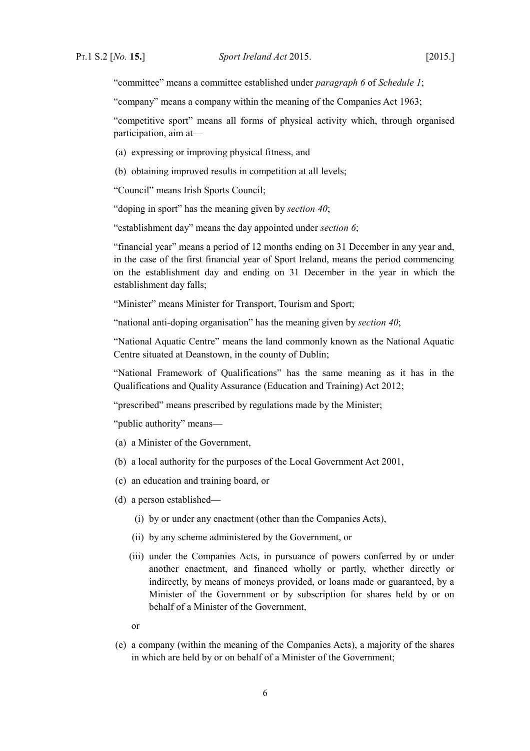"committee" means a committee established under *paragraph 6* of *Schedule 1*;

"company" means a company within the meaning of the Companies Act 1963;

"competitive sport" means all forms of physical activity which, through organised participation, aim at—

(a) expressing or improving physical fitness, and

(b) obtaining improved results in competition at all levels;

"Council" means Irish Sports Council;

"doping in sport" has the meaning given by *section 40*;

"establishment day" means the day appointed under *section 6*;

"financial year" means a period of 12 months ending on 31 December in any year and, in the case of the first financial year of Sport Ireland, means the period commencing on the establishment day and ending on 31 December in the year in which the establishment day falls;

"Minister" means Minister for Transport, Tourism and Sport;

"national anti-doping organisation" has the meaning given by *section 40*;

"National Aquatic Centre" means the land commonly known as the National Aquatic Centre situated at Deanstown, in the county of Dublin;

"National Framework of Qualifications" has the same meaning as it has in the Qualifications and Quality Assurance (Education and Training) Act 2012;

"prescribed" means prescribed by regulations made by the Minister;

"public authority" means—

(a) a Minister of the Government,

(b) a local authority for the purposes of the Local Government Act 2001,

(c) an education and training board, or

(d) a person established—

  (i) by or under any enactment (other than the Companies Acts),

  (ii) by any scheme administered by the Government, or

  (iii) under the Companies Acts, in pursuance of powers conferred by or under another enactment, and financed wholly or partly, whether directly or indirectly, by means of moneys provided, or loans made or guaranteed, by a Minister of the Government or by subscription for shares held by or on behalf of a Minister of the Government,

  or

(e) a company (within the meaning of the Companies Acts), a majority of the shares in which are held by or on behalf of a Minister of the Government;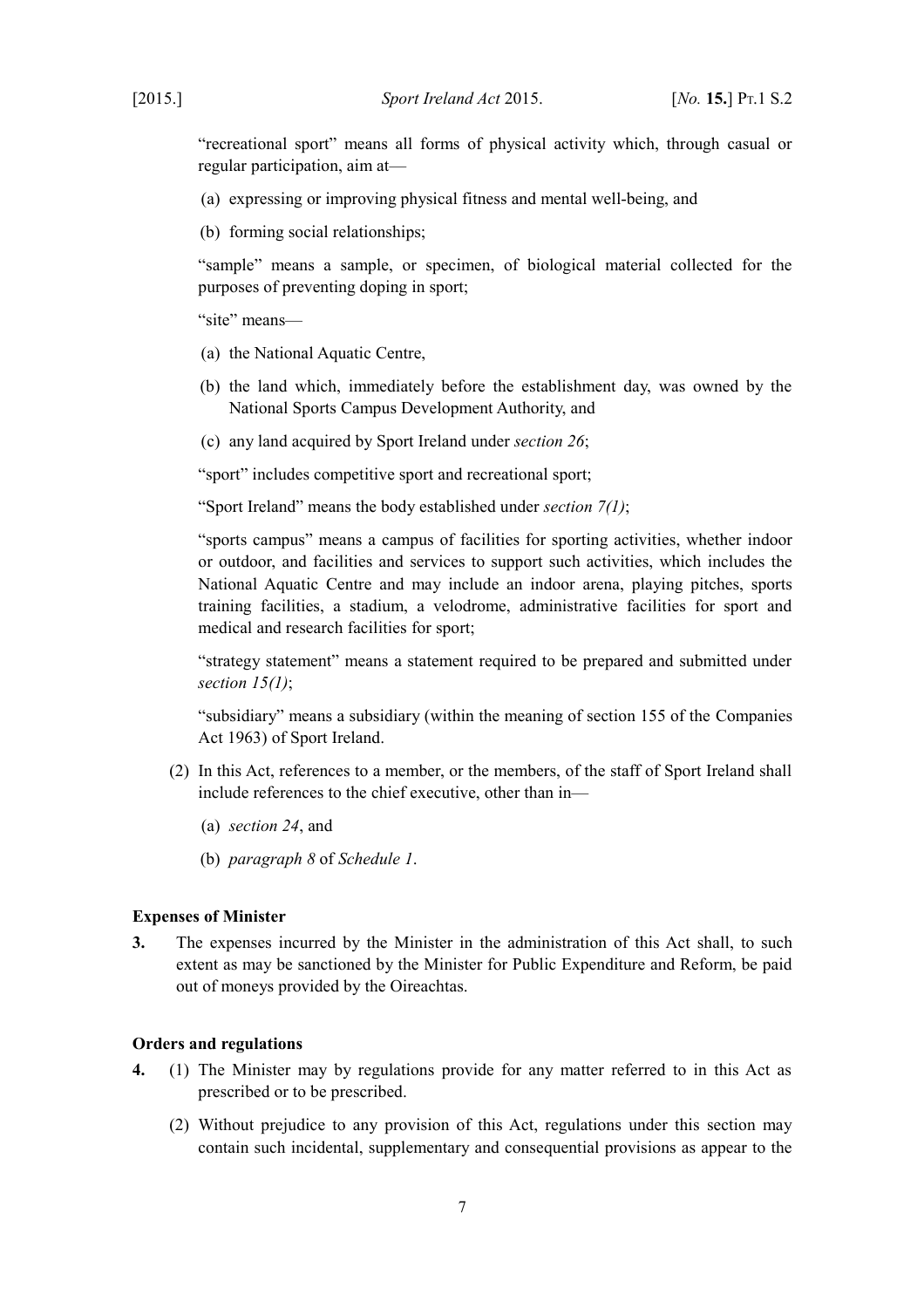"recreational sport" means all forms of physical activity which, through casual or regular participation, aim at—

(a) expressing or improving physical fitness and mental well-being, and

(b) forming social relationships;

"sample" means a sample, or specimen, of biological material collected for the purposes of preventing doping in sport;

"site" means—

(a) the National Aquatic Centre,

(b) the land which, immediately before the establishment day, was owned by the National Sports Campus Development Authority, and

(c) any land acquired by Sport Ireland under *section 26*;

"sport" includes competitive sport and recreational sport;

"Sport Ireland" means the body established under *section 7(1)*;

"sports campus" means a campus of facilities for sporting activities, whether indoor or outdoor, and facilities and services to support such activities, which includes the National Aquatic Centre and may include an indoor arena, playing pitches, sports training facilities, a stadium, a velodrome, administrative facilities for sport and medical and research facilities for sport;

"strategy statement" means a statement required to be prepared and submitted under *section 15(1)*;

"subsidiary" means a subsidiary (within the meaning of section 155 of the Companies Act 1963) of Sport Ireland.

(2) In this Act, references to a member, or the members, of the staff of Sport Ireland shall include references to the chief executive, other than in—

(a) *section 24*, and

(b) *paragraph 8* of *Schedule 1*.

**Expenses of Minister**

**3.** The expenses incurred by the Minister in the administration of this Act shall, to such extent as may be sanctioned by the Minister for Public Expenditure and Reform, be paid out of moneys provided by the Oireachtas.

**Orders and regulations**

**4.** (1) The Minister may by regulations provide for any matter referred to in this Act as prescribed or to be prescribed.

(2) Without prejudice to any provision of this Act, regulations under this section may contain such incidental, supplementary and consequential provisions as appear to the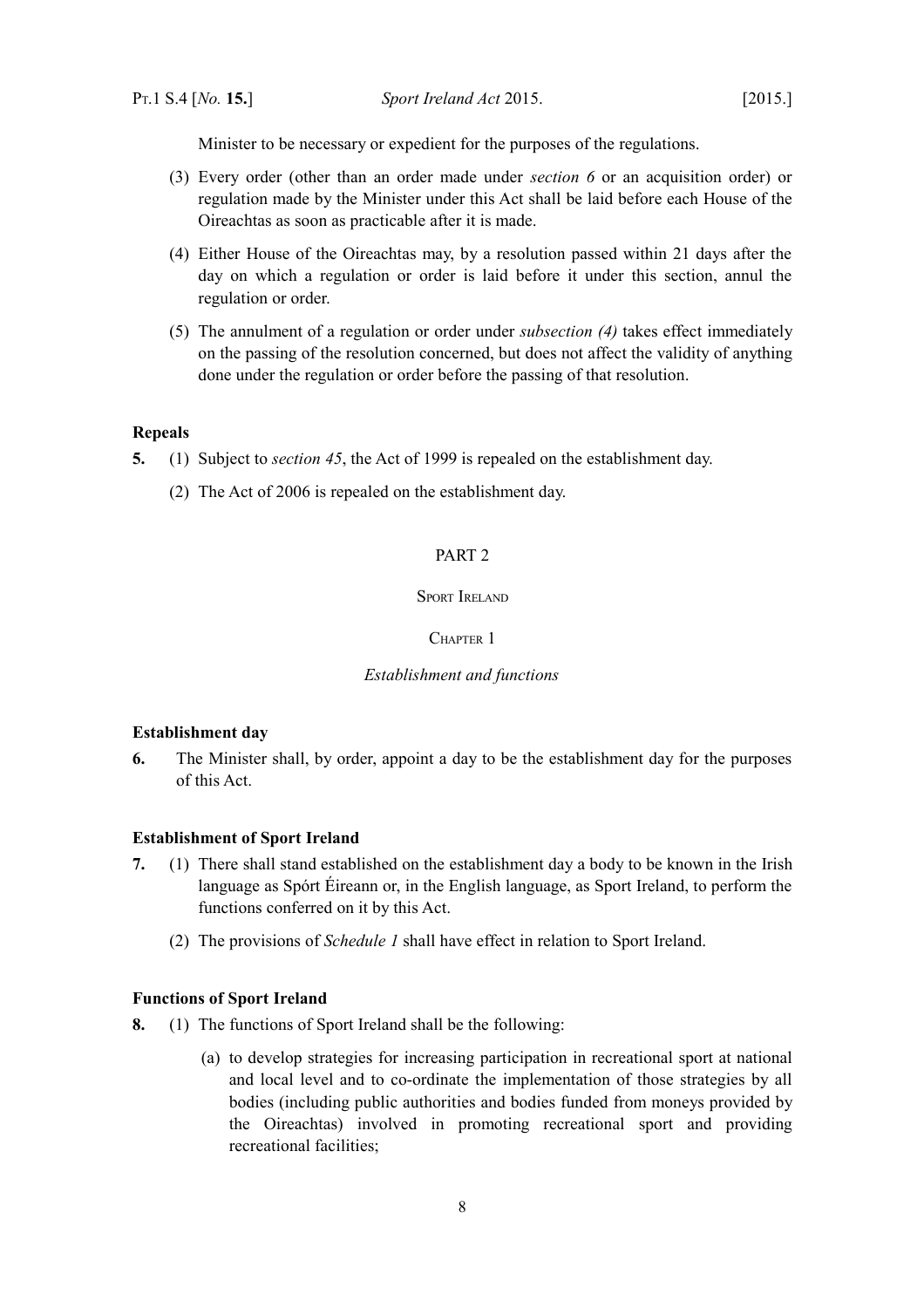Minister to be necessary or expedient for the purposes of the regulations.

(3) Every order (other than an order made under *section 6* or an acquisition order) or regulation made by the Minister under this Act shall be laid before each House of the Oireachtas as soon as practicable after it is made.

(4) Either House of the Oireachtas may, by a resolution passed within 21 days after the day on which a regulation or order is laid before it under this section, annul the regulation or order.

(5) The annulment of a regulation or order under *subsection (4)* takes effect immediately on the passing of the resolution concerned, but does not affect the validity of anything done under the regulation or order before the passing of that resolution.

**Repeals**

**5.** (1) Subject to *section 45*, the Act of 1999 is repealed on the establishment day.

(2) The Act of 2006 is repealed on the establishment day.

## PART 2

## Sport Ireland

### Chapter 1

### *Establishment and functions*

**Establishment day**

**6.** The Minister shall, by order, appoint a day to be the establishment day for the purposes of this Act.

**Establishment of Sport Ireland**

**7.** (1) There shall stand established on the establishment day a body to be known in the Irish language as Spórt Éireann or, in the English language, as Sport Ireland, to perform the functions conferred on it by this Act.

(2) The provisions of *Schedule 1* shall have effect in relation to Sport Ireland.

**Functions of Sport Ireland**

**8.** (1) The functions of Sport Ireland shall be the following:

(a) to develop strategies for increasing participation in recreational sport at national and local level and to co-ordinate the implementation of those strategies by all bodies (including public authorities and bodies funded from moneys provided by the Oireachtas) involved in promoting recreational sport and providing recreational facilities;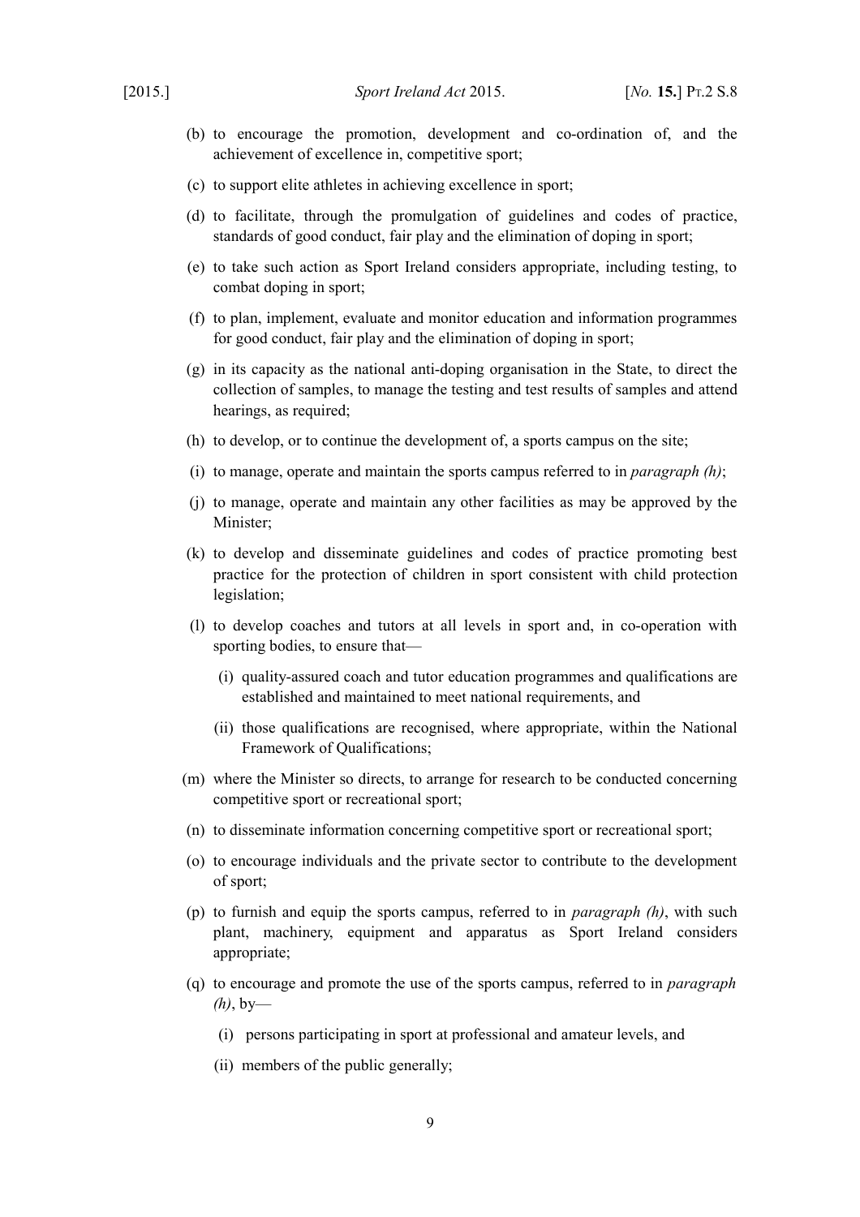(b) to encourage the promotion, development and co-ordination of, and the achievement of excellence in, competitive sport;

(c) to support elite athletes in achieving excellence in sport;

(d) to facilitate, through the promulgation of guidelines and codes of practice, standards of good conduct, fair play and the elimination of doping in sport;

(e) to take such action as Sport Ireland considers appropriate, including testing, to combat doping in sport;

(f) to plan, implement, evaluate and monitor education and information programmes for good conduct, fair play and the elimination of doping in sport;

(g) in its capacity as the national anti-doping organisation in the State, to direct the collection of samples, to manage the testing and test results of samples and attend hearings, as required;

(h) to develop, or to continue the development of, a sports campus on the site;

(i) to manage, operate and maintain the sports campus referred to in *paragraph (h)*;

(j) to manage, operate and maintain any other facilities as may be approved by the Minister;

(k) to develop and disseminate guidelines and codes of practice promoting best practice for the protection of children in sport consistent with child protection legislation;

(l) to develop coaches and tutors at all levels in sport and, in co-operation with sporting bodies, to ensure that—

  (i) quality-assured coach and tutor education programmes and qualifications are established and maintained to meet national requirements, and

  (ii) those qualifications are recognised, where appropriate, within the National Framework of Qualifications;

(m) where the Minister so directs, to arrange for research to be conducted concerning competitive sport or recreational sport;

(n) to disseminate information concerning competitive sport or recreational sport;

(o) to encourage individuals and the private sector to contribute to the development of sport;

(p) to furnish and equip the sports campus, referred to in *paragraph (h)*, with such plant, machinery, equipment and apparatus as Sport Ireland considers appropriate;

(q) to encourage and promote the use of the sports campus, referred to in *paragraph (h)*, by—

  (i) persons participating in sport at professional and amateur levels, and

  (ii) members of the public generally;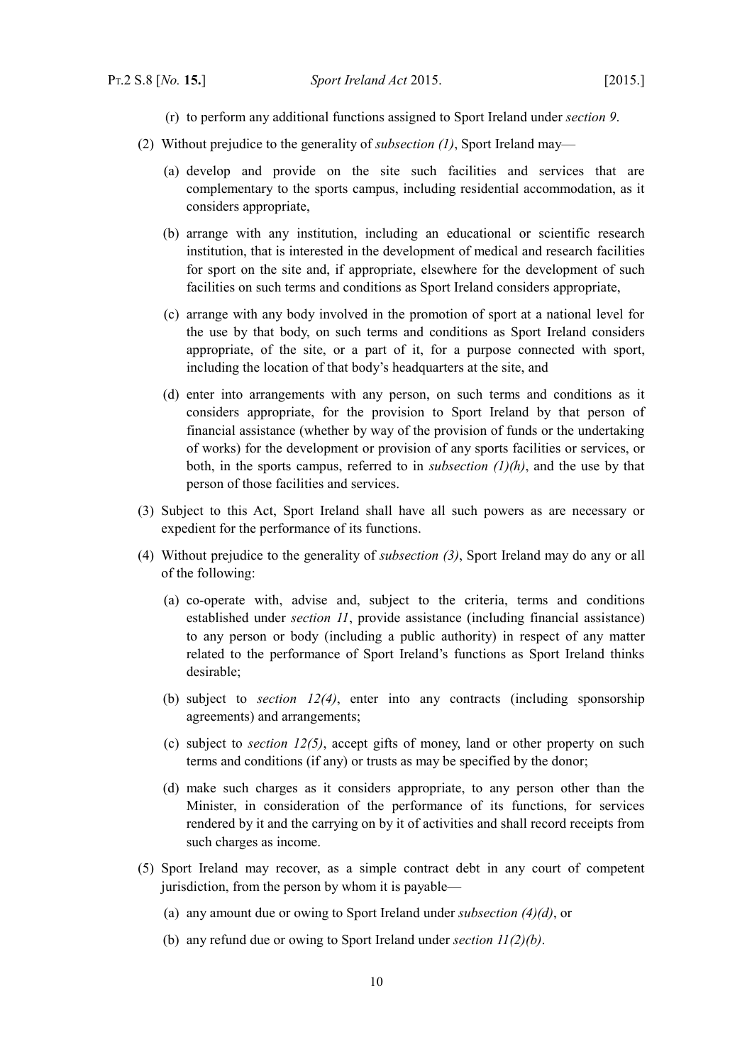(r) to perform any additional functions assigned to Sport Ireland under *section 9*.

(2) Without prejudice to the generality of *subsection (1)*, Sport Ireland may—

(a) develop and provide on the site such facilities and services that are complementary to the sports campus, including residential accommodation, as it considers appropriate,

(b) arrange with any institution, including an educational or scientific research institution, that is interested in the development of medical and research facilities for sport on the site and, if appropriate, elsewhere for the development of such facilities on such terms and conditions as Sport Ireland considers appropriate,

(c) arrange with any body involved in the promotion of sport at a national level for the use by that body, on such terms and conditions as Sport Ireland considers appropriate, of the site, or a part of it, for a purpose connected with sport, including the location of that body's headquarters at the site, and

(d) enter into arrangements with any person, on such terms and conditions as it considers appropriate, for the provision to Sport Ireland by that person of financial assistance (whether by way of the provision of funds or the undertaking of works) for the development or provision of any sports facilities or services, or both, in the sports campus, referred to in *subsection (1)(h)*, and the use by that person of those facilities and services.

(3) Subject to this Act, Sport Ireland shall have all such powers as are necessary or expedient for the performance of its functions.

(4) Without prejudice to the generality of *subsection (3)*, Sport Ireland may do any or all of the following:

(a) co-operate with, advise and, subject to the criteria, terms and conditions established under *section 11*, provide assistance (including financial assistance) to any person or body (including a public authority) in respect of any matter related to the performance of Sport Ireland's functions as Sport Ireland thinks desirable;

(b) subject to *section 12(4)*, enter into any contracts (including sponsorship agreements) and arrangements;

(c) subject to *section 12(5)*, accept gifts of money, land or other property on such terms and conditions (if any) or trusts as may be specified by the donor;

(d) make such charges as it considers appropriate, to any person other than the Minister, in consideration of the performance of its functions, for services rendered by it and the carrying on by it of activities and shall record receipts from such charges as income.

(5) Sport Ireland may recover, as a simple contract debt in any court of competent jurisdiction, from the person by whom it is payable—

(a) any amount due or owing to Sport Ireland under *subsection (4)(d)*, or

(b) any refund due or owing to Sport Ireland under *section 11(2)(b)*.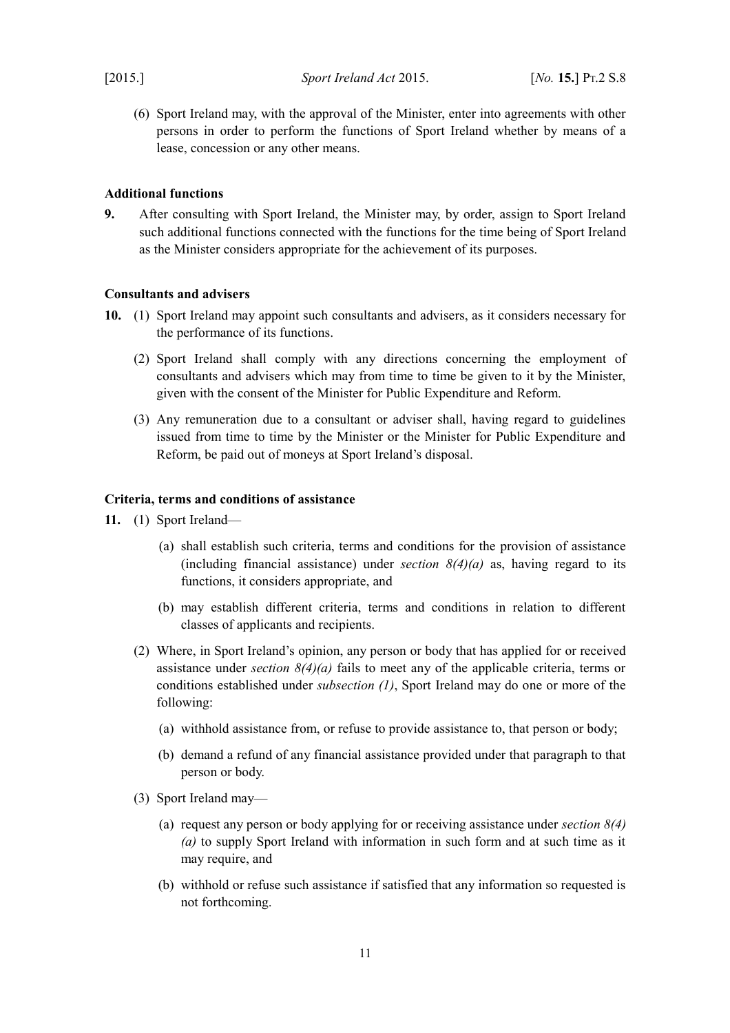(6) Sport Ireland may, with the approval of the Minister, enter into agreements with other persons in order to perform the functions of Sport Ireland whether by means of a lease, concession or any other means.

**Additional functions**

**9.** After consulting with Sport Ireland, the Minister may, by order, assign to Sport Ireland such additional functions connected with the functions for the time being of Sport Ireland as the Minister considers appropriate for the achievement of its purposes.

**Consultants and advisers**

**10.** (1) Sport Ireland may appoint such consultants and advisers, as it considers necessary for the performance of its functions.

(2) Sport Ireland shall comply with any directions concerning the employment of consultants and advisers which may from time to time be given to it by the Minister, given with the consent of the Minister for Public Expenditure and Reform.

(3) Any remuneration due to a consultant or adviser shall, having regard to guidelines issued from time to time by the Minister or the Minister for Public Expenditure and Reform, be paid out of moneys at Sport Ireland's disposal.

**Criteria, terms and conditions of assistance**

**11.** (1) Sport Ireland—

(a) shall establish such criteria, terms and conditions for the provision of assistance (including financial assistance) under *section 8(4)(a)* as, having regard to its functions, it considers appropriate, and

(b) may establish different criteria, terms and conditions in relation to different classes of applicants and recipients.

(2) Where, in Sport Ireland's opinion, any person or body that has applied for or received assistance under *section 8(4)(a)* fails to meet any of the applicable criteria, terms or conditions established under *subsection (1)*, Sport Ireland may do one or more of the following:

(a) withhold assistance from, or refuse to provide assistance to, that person or body;

(b) demand a refund of any financial assistance provided under that paragraph to that person or body.

(3) Sport Ireland may—

(a) request any person or body applying for or receiving assistance under *section 8(4)(a)* to supply Sport Ireland with information in such form and at such time as it may require, and

(b) withhold or refuse such assistance if satisfied that any information so requested is not forthcoming.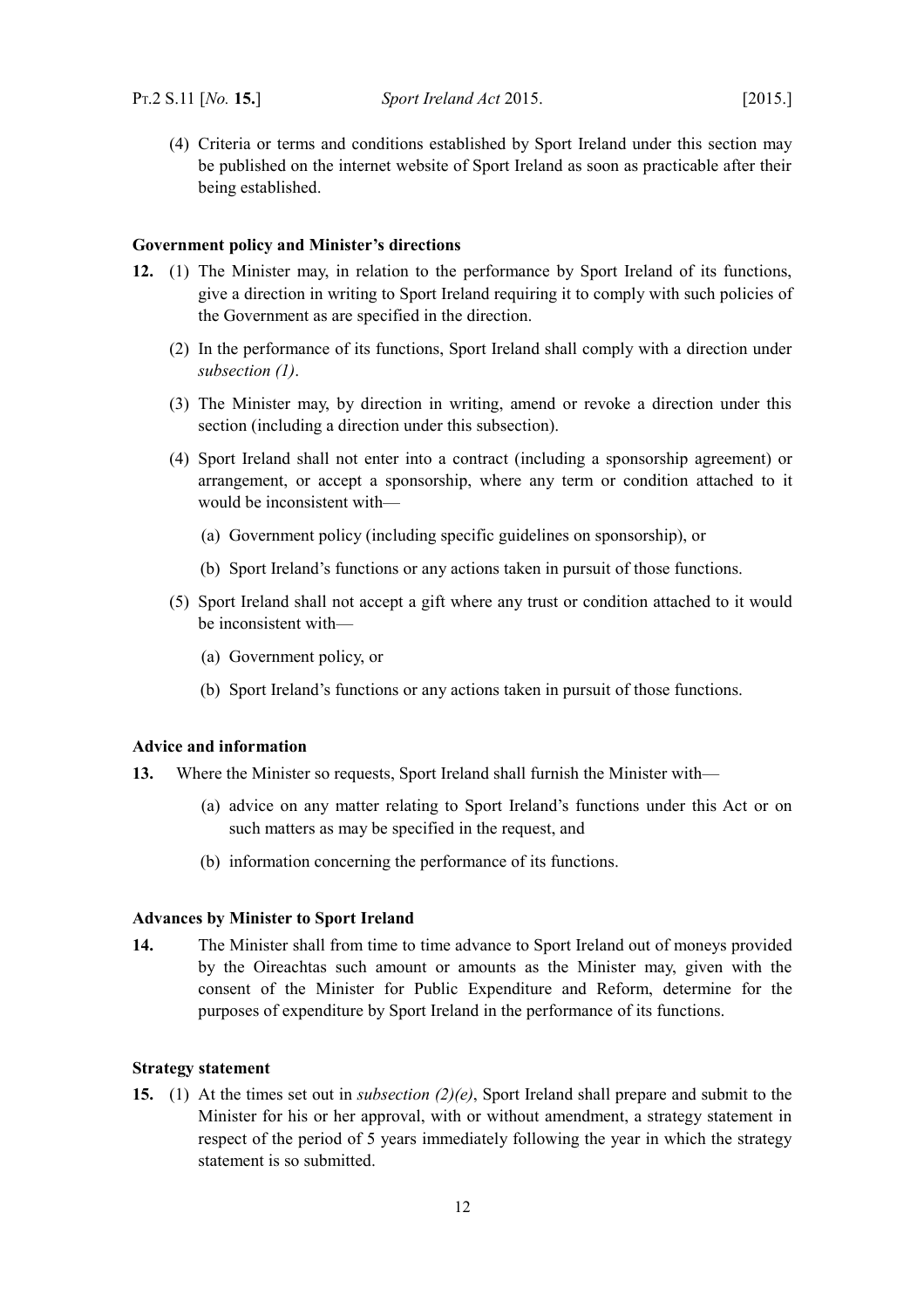(4) Criteria or terms and conditions established by Sport Ireland under this section may be published on the internet website of Sport Ireland as soon as practicable after their being established.

**Government policy and Minister's directions**

**12.** (1) The Minister may, in relation to the performance by Sport Ireland of its functions, give a direction in writing to Sport Ireland requiring it to comply with such policies of the Government as are specified in the direction.

(2) In the performance of its functions, Sport Ireland shall comply with a direction under *subsection (1)*.

(3) The Minister may, by direction in writing, amend or revoke a direction under this section (including a direction under this subsection).

(4) Sport Ireland shall not enter into a contract (including a sponsorship agreement) or arrangement, or accept a sponsorship, where any term or condition attached to it would be inconsistent with—

(a) Government policy (including specific guidelines on sponsorship), or

(b) Sport Ireland's functions or any actions taken in pursuit of those functions.

(5) Sport Ireland shall not accept a gift where any trust or condition attached to it would be inconsistent with—

(a) Government policy, or

(b) Sport Ireland's functions or any actions taken in pursuit of those functions.

**Advice and information**

**13.** Where the Minister so requests, Sport Ireland shall furnish the Minister with—

(a) advice on any matter relating to Sport Ireland's functions under this Act or on such matters as may be specified in the request, and

(b) information concerning the performance of its functions.

**Advances by Minister to Sport Ireland**

**14.** The Minister shall from time to time advance to Sport Ireland out of moneys provided by the Oireachtas such amount or amounts as the Minister may, given with the consent of the Minister for Public Expenditure and Reform, determine for the purposes of expenditure by Sport Ireland in the performance of its functions.

**Strategy statement**

**15.** (1) At the times set out in *subsection (2)(e)*, Sport Ireland shall prepare and submit to the Minister for his or her approval, with or without amendment, a strategy statement in respect of the period of 5 years immediately following the year in which the strategy statement is so submitted.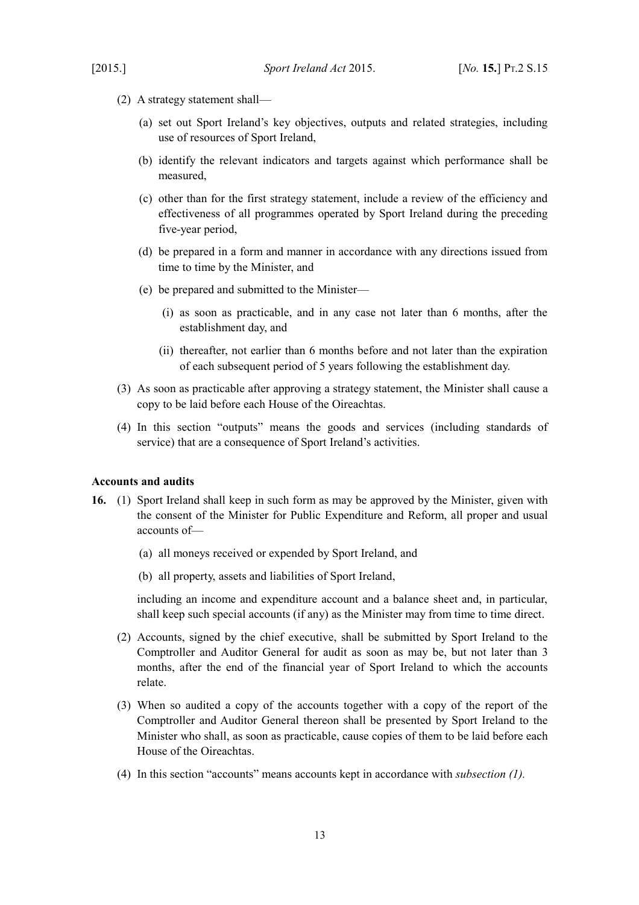(2) A strategy statement shall—

(a) set out Sport Ireland's key objectives, outputs and related strategies, including use of resources of Sport Ireland,

(b) identify the relevant indicators and targets against which performance shall be measured,

(c) other than for the first strategy statement, include a review of the efficiency and effectiveness of all programmes operated by Sport Ireland during the preceding five-year period,

(d) be prepared in a form and manner in accordance with any directions issued from time to time by the Minister, and

(e) be prepared and submitted to the Minister—

(i) as soon as practicable, and in any case not later than 6 months, after the establishment day, and

(ii) thereafter, not earlier than 6 months before and not later than the expiration of each subsequent period of 5 years following the establishment day.

(3) As soon as practicable after approving a strategy statement, the Minister shall cause a copy to be laid before each House of the Oireachtas.

(4) In this section "outputs" means the goods and services (including standards of service) that are a consequence of Sport Ireland's activities.

**Accounts and audits**

**16.** (1) Sport Ireland shall keep in such form as may be approved by the Minister, given with the consent of the Minister for Public Expenditure and Reform, all proper and usual accounts of—

(a) all moneys received or expended by Sport Ireland, and

(b) all property, assets and liabilities of Sport Ireland,

including an income and expenditure account and a balance sheet and, in particular, shall keep such special accounts (if any) as the Minister may from time to time direct.

(2) Accounts, signed by the chief executive, shall be submitted by Sport Ireland to the Comptroller and Auditor General for audit as soon as may be, but not later than 3 months, after the end of the financial year of Sport Ireland to which the accounts relate.

(3) When so audited a copy of the accounts together with a copy of the report of the Comptroller and Auditor General thereon shall be presented by Sport Ireland to the Minister who shall, as soon as practicable, cause copies of them to be laid before each House of the Oireachtas.

(4) In this section "accounts" means accounts kept in accordance with *subsection (1).*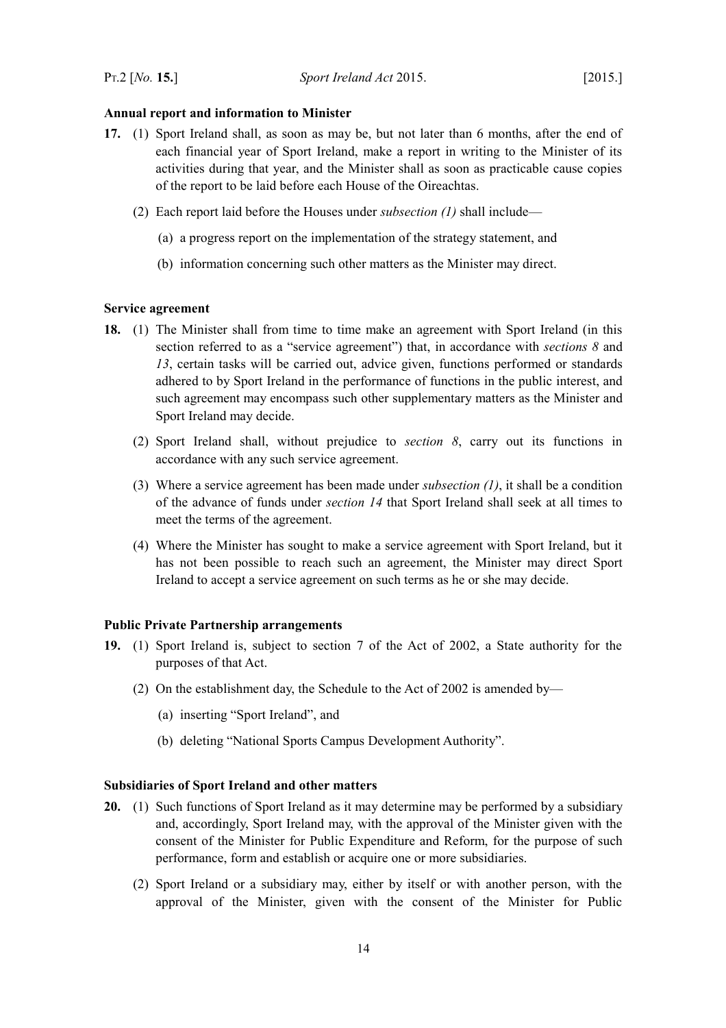**Annual report and information to Minister**

**17.** (1) Sport Ireland shall, as soon as may be, but not later than 6 months, after the end of each financial year of Sport Ireland, make a report in writing to the Minister of its activities during that year, and the Minister shall as soon as practicable cause copies of the report to be laid before each House of the Oireachtas.

(2) Each report laid before the Houses under *subsection (1)* shall include—

(a) a progress report on the implementation of the strategy statement, and

(b) information concerning such other matters as the Minister may direct.

**Service agreement**

**18.** (1) The Minister shall from time to time make an agreement with Sport Ireland (in this section referred to as a "service agreement") that, in accordance with *sections 8* and *13*, certain tasks will be carried out, advice given, functions performed or standards adhered to by Sport Ireland in the performance of functions in the public interest, and such agreement may encompass such other supplementary matters as the Minister and Sport Ireland may decide.

(2) Sport Ireland shall, without prejudice to *section 8*, carry out its functions in accordance with any such service agreement.

(3) Where a service agreement has been made under *subsection (1)*, it shall be a condition of the advance of funds under *section 14* that Sport Ireland shall seek at all times to meet the terms of the agreement.

(4) Where the Minister has sought to make a service agreement with Sport Ireland, but it has not been possible to reach such an agreement, the Minister may direct Sport Ireland to accept a service agreement on such terms as he or she may decide.

**Public Private Partnership arrangements**

**19.** (1) Sport Ireland is, subject to section 7 of the Act of 2002, a State authority for the purposes of that Act.

(2) On the establishment day, the Schedule to the Act of 2002 is amended by—

(a) inserting "Sport Ireland", and

(b) deleting "National Sports Campus Development Authority".

**Subsidiaries of Sport Ireland and other matters**

**20.** (1) Such functions of Sport Ireland as it may determine may be performed by a subsidiary and, accordingly, Sport Ireland may, with the approval of the Minister given with the consent of the Minister for Public Expenditure and Reform, for the purpose of such performance, form and establish or acquire one or more subsidiaries.

(2) Sport Ireland or a subsidiary may, either by itself or with another person, with the approval of the Minister, given with the consent of the Minister for Public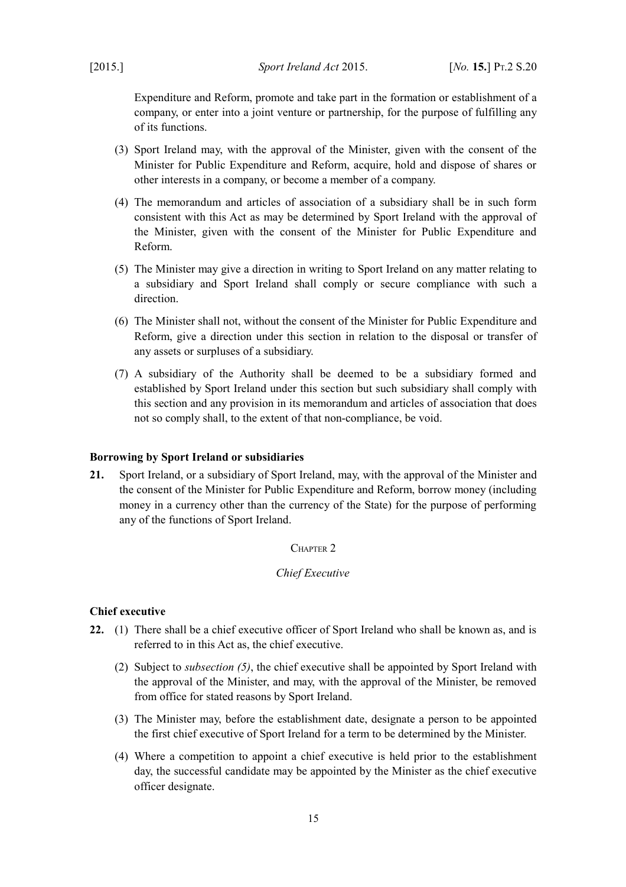Expenditure and Reform, promote and take part in the formation or establishment of a company, or enter into a joint venture or partnership, for the purpose of fulfilling any of its functions.

(3) Sport Ireland may, with the approval of the Minister, given with the consent of the Minister for Public Expenditure and Reform, acquire, hold and dispose of shares or other interests in a company, or become a member of a company.

(4) The memorandum and articles of association of a subsidiary shall be in such form consistent with this Act as may be determined by Sport Ireland with the approval of the Minister, given with the consent of the Minister for Public Expenditure and Reform.

(5) The Minister may give a direction in writing to Sport Ireland on any matter relating to a subsidiary and Sport Ireland shall comply or secure compliance with such a direction.

(6) The Minister shall not, without the consent of the Minister for Public Expenditure and Reform, give a direction under this section in relation to the disposal or transfer of any assets or surpluses of a subsidiary.

(7) A subsidiary of the Authority shall be deemed to be a subsidiary formed and established by Sport Ireland under this section but such subsidiary shall comply with this section and any provision in its memorandum and articles of association that does not so comply shall, to the extent of that non-compliance, be void.

**Borrowing by Sport Ireland or subsidiaries**

**21.** Sport Ireland, or a subsidiary of Sport Ireland, may, with the approval of the Minister and the consent of the Minister for Public Expenditure and Reform, borrow money (including money in a currency other than the currency of the State) for the purpose of performing any of the functions of Sport Ireland.

CHAPTER 2

*Chief Executive*

**Chief executive**

**22.** (1) There shall be a chief executive officer of Sport Ireland who shall be known as, and is referred to in this Act as, the chief executive.

(2) Subject to *subsection (5)*, the chief executive shall be appointed by Sport Ireland with the approval of the Minister, and may, with the approval of the Minister, be removed from office for stated reasons by Sport Ireland.

(3) The Minister may, before the establishment date, designate a person to be appointed the first chief executive of Sport Ireland for a term to be determined by the Minister.

(4) Where a competition to appoint a chief executive is held prior to the establishment day, the successful candidate may be appointed by the Minister as the chief executive officer designate.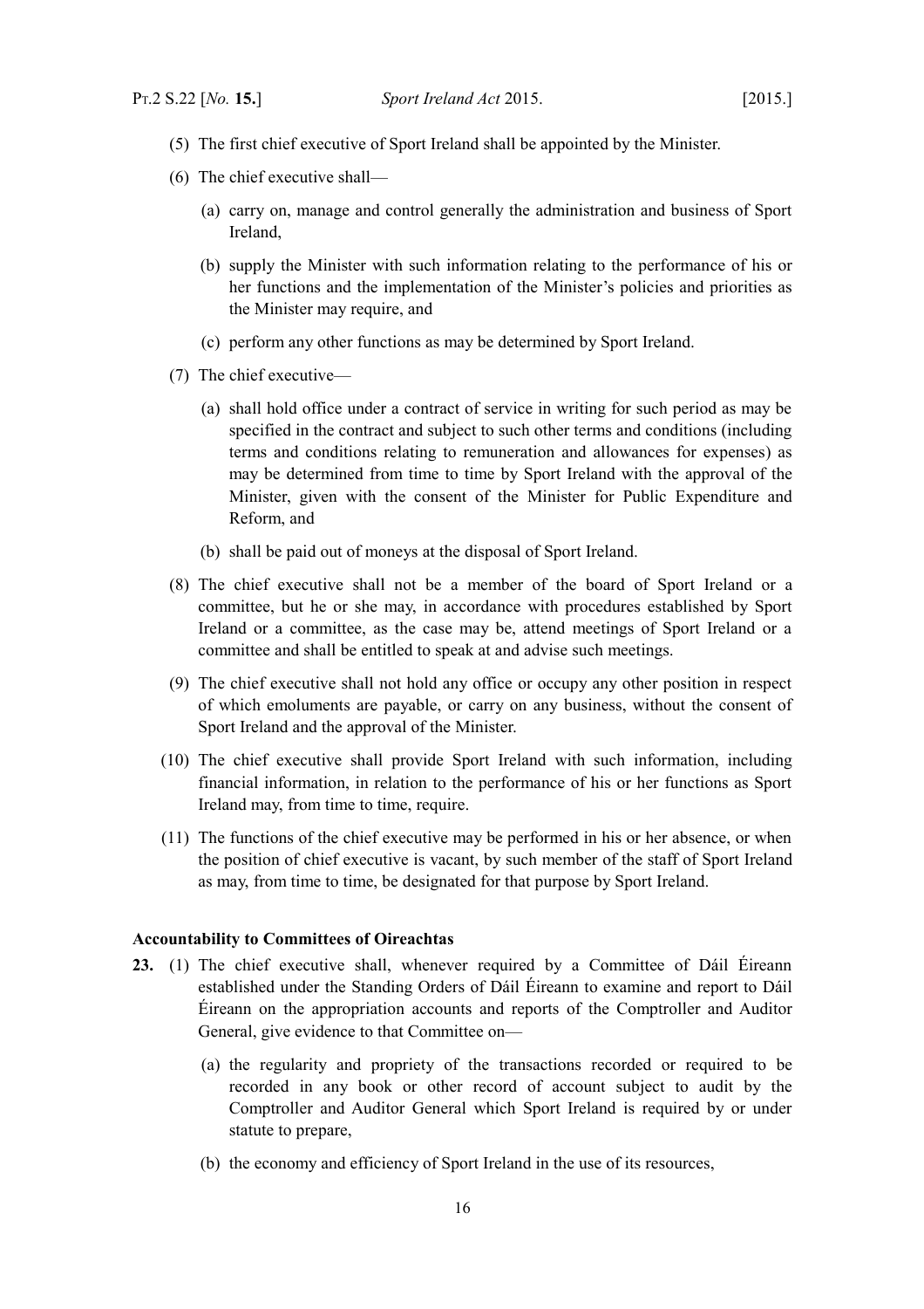(5) The first chief executive of Sport Ireland shall be appointed by the Minister.

(6) The chief executive shall—

(a) carry on, manage and control generally the administration and business of Sport Ireland,

(b) supply the Minister with such information relating to the performance of his or her functions and the implementation of the Minister's policies and priorities as the Minister may require, and

(c) perform any other functions as may be determined by Sport Ireland.

(7) The chief executive—

(a) shall hold office under a contract of service in writing for such period as may be specified in the contract and subject to such other terms and conditions (including terms and conditions relating to remuneration and allowances for expenses) as may be determined from time to time by Sport Ireland with the approval of the Minister, given with the consent of the Minister for Public Expenditure and Reform, and

(b) shall be paid out of moneys at the disposal of Sport Ireland.

(8) The chief executive shall not be a member of the board of Sport Ireland or a committee, but he or she may, in accordance with procedures established by Sport Ireland or a committee, as the case may be, attend meetings of Sport Ireland or a committee and shall be entitled to speak at and advise such meetings.

(9) The chief executive shall not hold any office or occupy any other position in respect of which emoluments are payable, or carry on any business, without the consent of Sport Ireland and the approval of the Minister.

(10) The chief executive shall provide Sport Ireland with such information, including financial information, in relation to the performance of his or her functions as Sport Ireland may, from time to time, require.

(11) The functions of the chief executive may be performed in his or her absence, or when the position of chief executive is vacant, by such member of the staff of Sport Ireland as may, from time to time, be designated for that purpose by Sport Ireland.

**Accountability to Committees of Oireachtas**

**23.** (1) The chief executive shall, whenever required by a Committee of Dáil Éireann established under the Standing Orders of Dáil Éireann to examine and report to Dáil Éireann on the appropriation accounts and reports of the Comptroller and Auditor General, give evidence to that Committee on—

(a) the regularity and propriety of the transactions recorded or required to be recorded in any book or other record of account subject to audit by the Comptroller and Auditor General which Sport Ireland is required by or under statute to prepare,

(b) the economy and efficiency of Sport Ireland in the use of its resources,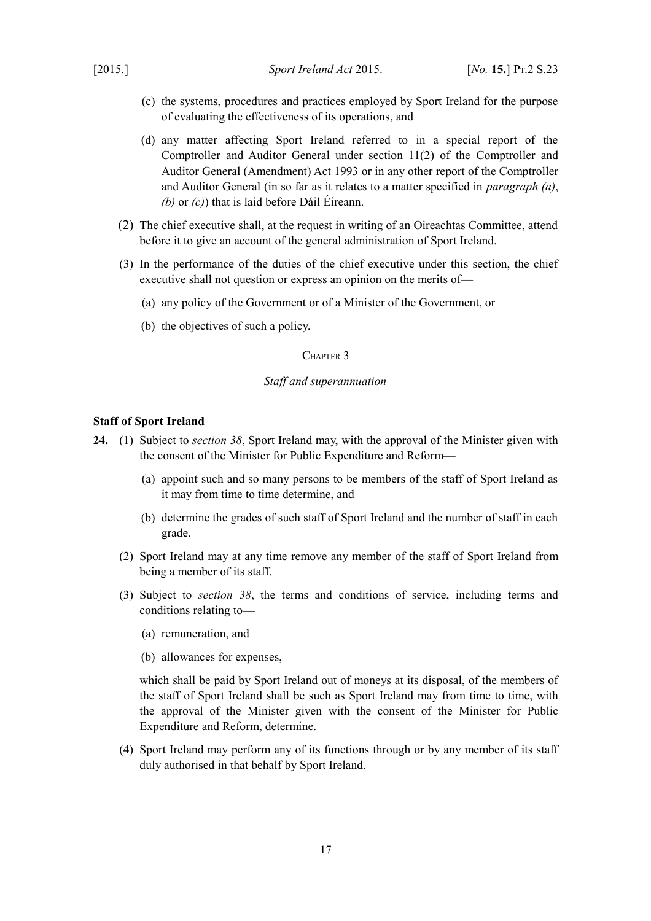(c) the systems, procedures and practices employed by Sport Ireland for the purpose of evaluating the effectiveness of its operations, and

(d) any matter affecting Sport Ireland referred to in a special report of the Comptroller and Auditor General under section 11(2) of the Comptroller and Auditor General (Amendment) Act 1993 or in any other report of the Comptroller and Auditor General (in so far as it relates to a matter specified in *paragraph (a)*, *(b)* or *(c)*) that is laid before Dáil Éireann.

(2) The chief executive shall, at the request in writing of an Oireachtas Committee, attend before it to give an account of the general administration of Sport Ireland.

(3) In the performance of the duties of the chief executive under this section, the chief executive shall not question or express an opinion on the merits of—

(a) any policy of the Government or of a Minister of the Government, or

(b) the objectives of such a policy.

## Chapter 3

*Staff and superannuation*

**Staff of Sport Ireland**

**24.** (1) Subject to *section 38*, Sport Ireland may, with the approval of the Minister given with the consent of the Minister for Public Expenditure and Reform—

(a) appoint such and so many persons to be members of the staff of Sport Ireland as it may from time to time determine, and

(b) determine the grades of such staff of Sport Ireland and the number of staff in each grade.

(2) Sport Ireland may at any time remove any member of the staff of Sport Ireland from being a member of its staff.

(3) Subject to *section 38*, the terms and conditions of service, including terms and conditions relating to—

(a) remuneration, and

(b) allowances for expenses,

which shall be paid by Sport Ireland out of moneys at its disposal, of the members of the staff of Sport Ireland shall be such as Sport Ireland may from time to time, with the approval of the Minister given with the consent of the Minister for Public Expenditure and Reform, determine.

(4) Sport Ireland may perform any of its functions through or by any member of its staff duly authorised in that behalf by Sport Ireland.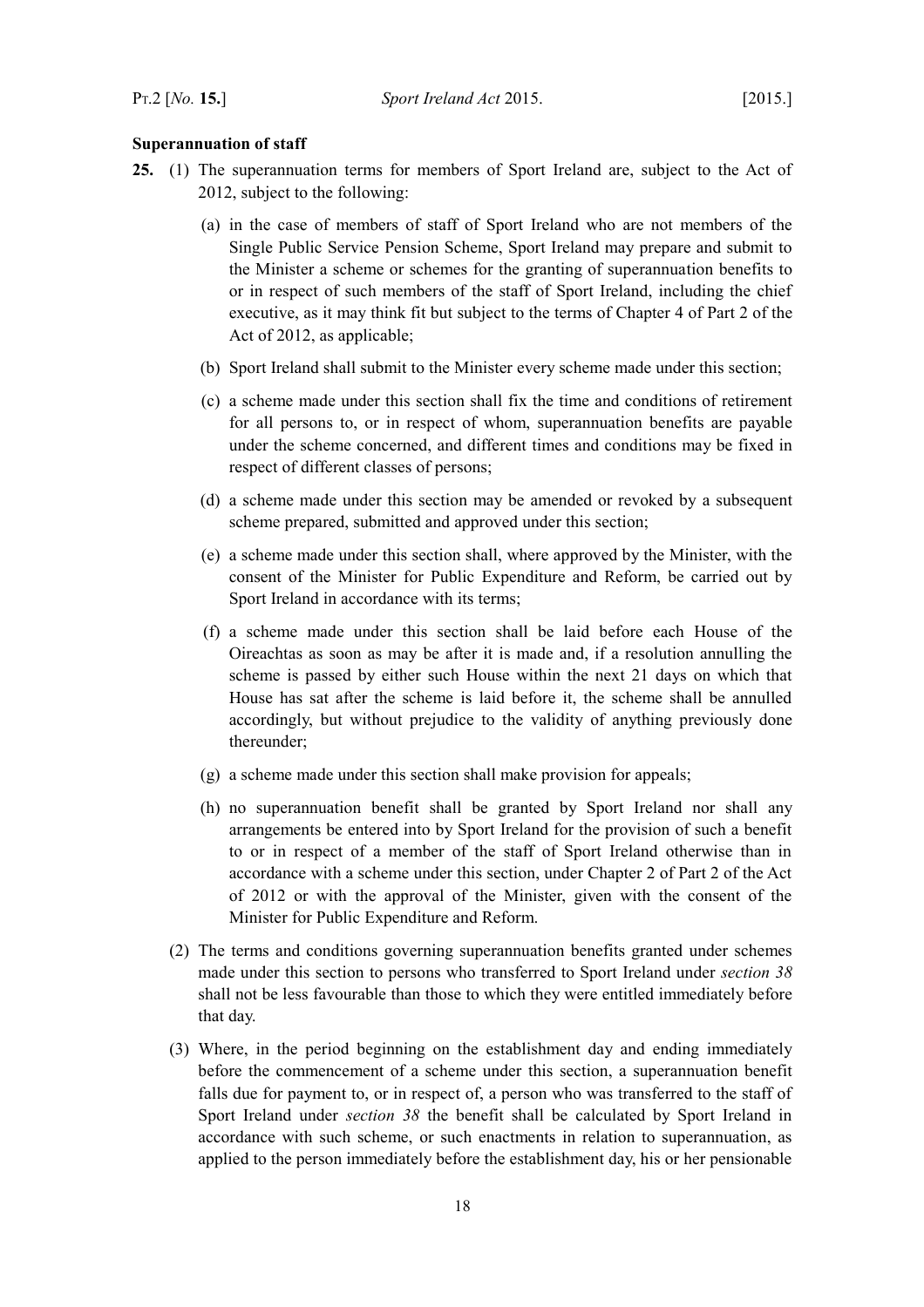**Superannuation of staff**

**25.** (1) The superannuation terms for members of Sport Ireland are, subject to the Act of 2012, subject to the following:

(a) in the case of members of staff of Sport Ireland who are not members of the Single Public Service Pension Scheme, Sport Ireland may prepare and submit to the Minister a scheme or schemes for the granting of superannuation benefits to or in respect of such members of the staff of Sport Ireland, including the chief executive, as it may think fit but subject to the terms of Chapter 4 of Part 2 of the Act of 2012, as applicable;

(b) Sport Ireland shall submit to the Minister every scheme made under this section;

(c) a scheme made under this section shall fix the time and conditions of retirement for all persons to, or in respect of whom, superannuation benefits are payable under the scheme concerned, and different times and conditions may be fixed in respect of different classes of persons;

(d) a scheme made under this section may be amended or revoked by a subsequent scheme prepared, submitted and approved under this section;

(e) a scheme made under this section shall, where approved by the Minister, with the consent of the Minister for Public Expenditure and Reform, be carried out by Sport Ireland in accordance with its terms;

(f) a scheme made under this section shall be laid before each House of the Oireachtas as soon as may be after it is made and, if a resolution annulling the scheme is passed by either such House within the next 21 days on which that House has sat after the scheme is laid before it, the scheme shall be annulled accordingly, but without prejudice to the validity of anything previously done thereunder;

(g) a scheme made under this section shall make provision for appeals;

(h) no superannuation benefit shall be granted by Sport Ireland nor shall any arrangements be entered into by Sport Ireland for the provision of such a benefit to or in respect of a member of the staff of Sport Ireland otherwise than in accordance with a scheme under this section, under Chapter 2 of Part 2 of the Act of 2012 or with the approval of the Minister, given with the consent of the Minister for Public Expenditure and Reform.

(2) The terms and conditions governing superannuation benefits granted under schemes made under this section to persons who transferred to Sport Ireland under *section 38* shall not be less favourable than those to which they were entitled immediately before that day.

(3) Where, in the period beginning on the establishment day and ending immediately before the commencement of a scheme under this section, a superannuation benefit falls due for payment to, or in respect of, a person who was transferred to the staff of Sport Ireland under *section 38* the benefit shall be calculated by Sport Ireland in accordance with such scheme, or such enactments in relation to superannuation, as applied to the person immediately before the establishment day, his or her pensionable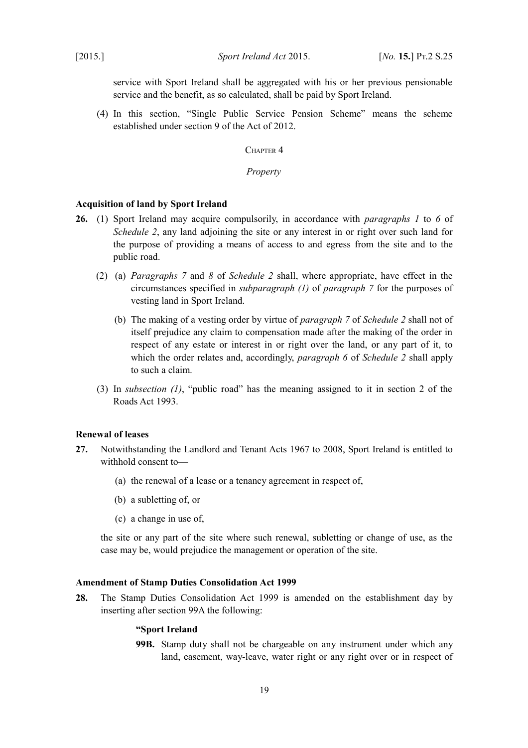service with Sport Ireland shall be aggregated with his or her previous pensionable service and the benefit, as so calculated, shall be paid by Sport Ireland.

(4) In this section, "Single Public Service Pension Scheme" means the scheme established under section 9 of the Act of 2012.

Chapter 4

*Property*

**Acquisition of land by Sport Ireland**

**26.** (1) Sport Ireland may acquire compulsorily, in accordance with *paragraphs 1* to *6* of *Schedule 2*, any land adjoining the site or any interest in or right over such land for the purpose of providing a means of access to and egress from the site and to the public road.

(2) (a) *Paragraphs 7* and *8* of *Schedule 2* shall, where appropriate, have effect in the circumstances specified in *subparagraph (1)* of *paragraph 7* for the purposes of vesting land in Sport Ireland.

(b) The making of a vesting order by virtue of *paragraph 7* of *Schedule 2* shall not of itself prejudice any claim to compensation made after the making of the order in respect of any estate or interest in or right over the land, or any part of it, to which the order relates and, accordingly, *paragraph 6* of *Schedule 2* shall apply to such a claim.

(3) In *subsection (1)*, "public road" has the meaning assigned to it in section 2 of the Roads Act 1993.

**Renewal of leases**

**27.** Notwithstanding the Landlord and Tenant Acts 1967 to 2008, Sport Ireland is entitled to withhold consent to—

(a) the renewal of a lease or a tenancy agreement in respect of,

(b) a subletting of, or

(c) a change in use of,

the site or any part of the site where such renewal, subletting or change of use, as the case may be, would prejudice the management or operation of the site.

**Amendment of Stamp Duties Consolidation Act 1999**

**28.** The Stamp Duties Consolidation Act 1999 is amended on the establishment day by inserting after section 99A the following:

**"Sport Ireland**

**99B.** Stamp duty shall not be chargeable on any instrument under which any land, easement, way-leave, water right or any right over or in respect of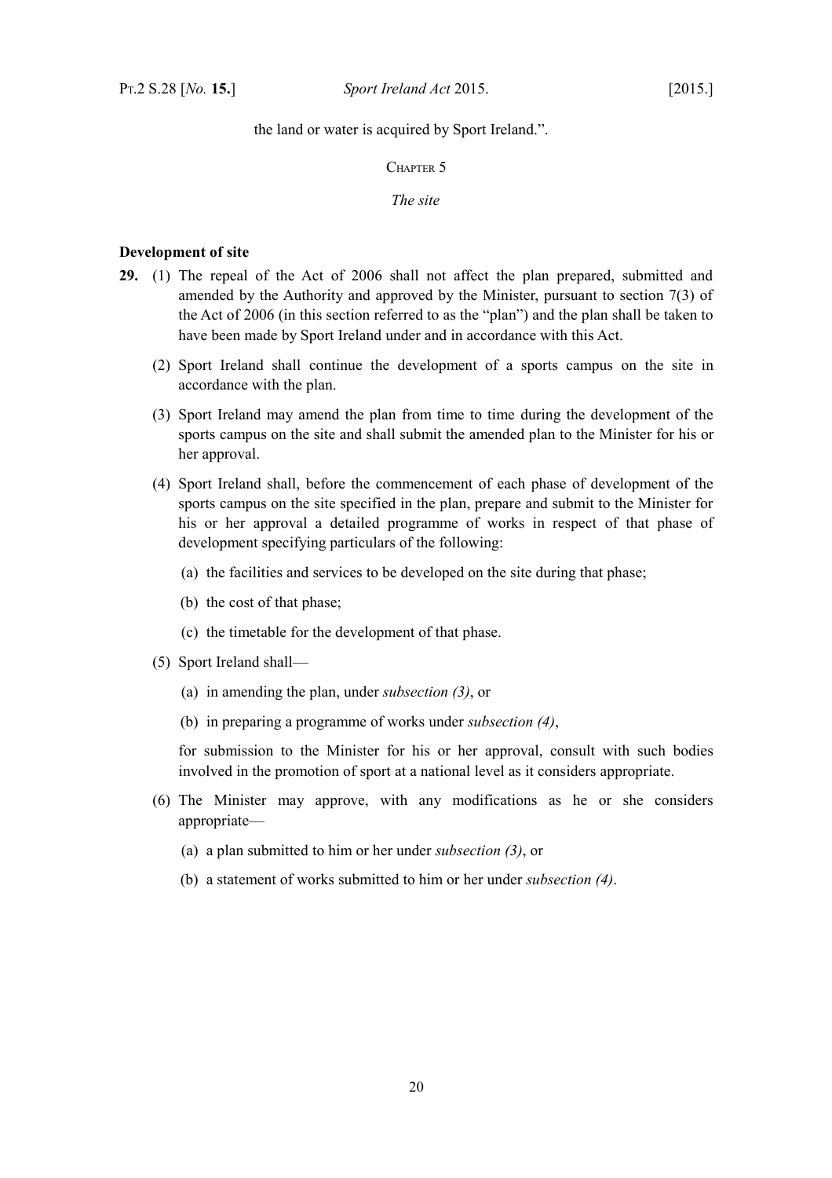the land or water is acquired by Sport Ireland.”.

CHAPTER 5

*The site*

**Development of site**

**29.** (1) The repeal of the Act of 2006 shall not affect the plan prepared, submitted and amended by the Authority and approved by the Minister, pursuant to section 7(3) of the Act of 2006 (in this section referred to as the “plan”) and the plan shall be taken to have been made by Sport Ireland under and in accordance with this Act.

(2) Sport Ireland shall continue the development of a sports campus on the site in accordance with the plan.

(3) Sport Ireland may amend the plan from time to time during the development of the sports campus on the site and shall submit the amended plan to the Minister for his or her approval.

(4) Sport Ireland shall, before the commencement of each phase of development of the sports campus on the site specified in the plan, prepare and submit to the Minister for his or her approval a detailed programme of works in respect of that phase of development specifying particulars of the following:

(a) the facilities and services to be developed on the site during that phase;

(b) the cost of that phase;

(c) the timetable for the development of that phase.

(5) Sport Ireland shall—

(a) in amending the plan, under *subsection (3)*, or

(b) in preparing a programme of works under *subsection (4)*,

for submission to the Minister for his or her approval, consult with such bodies involved in the promotion of sport at a national level as it considers appropriate.

(6) The Minister may approve, with any modifications as he or she considers appropriate—

(a) a plan submitted to him or her under *subsection (3)*, or

(b) a statement of works submitted to him or her under *subsection (4)*.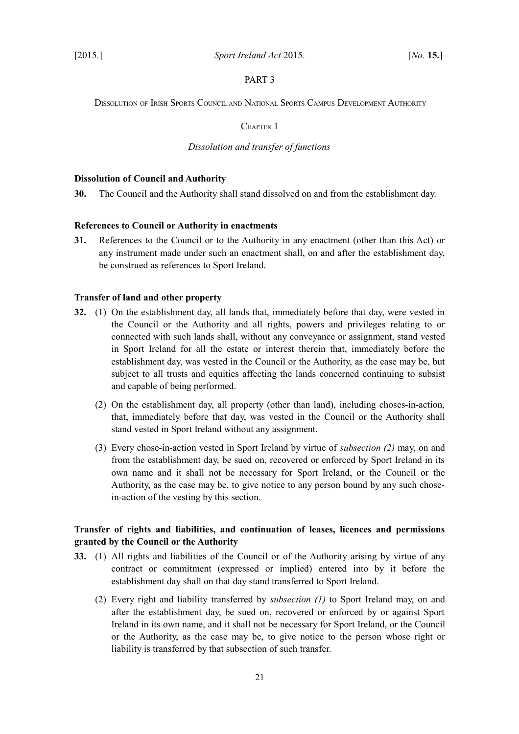PART 3

DISSOLUTION OF IRISH SPORTS COUNCIL AND NATIONAL SPORTS CAMPUS DEVELOPMENT AUTHORITY

CHAPTER 1

*Dissolution and transfer of functions*

**Dissolution of Council and Authority**

**30.** The Council and the Authority shall stand dissolved on and from the establishment day.

**References to Council or Authority in enactments**

**31.** References to the Council or to the Authority in any enactment (other than this Act) or any instrument made under such an enactment shall, on and after the establishment day, be construed as references to Sport Ireland.

**Transfer of land and other property**

**32.** (1) On the establishment day, all lands that, immediately before that day, were vested in the Council or the Authority and all rights, powers and privileges relating to or connected with such lands shall, without any conveyance or assignment, stand vested in Sport Ireland for all the estate or interest therein that, immediately before the establishment day, was vested in the Council or the Authority, as the case may be, but subject to all trusts and equities affecting the lands concerned continuing to subsist and capable of being performed.

(2) On the establishment day, all property (other than land), including choses-in-action, that, immediately before that day, was vested in the Council or the Authority shall stand vested in Sport Ireland without any assignment.

(3) Every chose-in-action vested in Sport Ireland by virtue of *subsection (2)* may, on and from the establishment day, be sued on, recovered or enforced by Sport Ireland in its own name and it shall not be necessary for Sport Ireland, or the Council or the Authority, as the case may be, to give notice to any person bound by any such chose-in-action of the vesting by this section.

**Transfer of rights and liabilities, and continuation of leases, licences and permissions granted by the Council or the Authority**

**33.** (1) All rights and liabilities of the Council or of the Authority arising by virtue of any contract or commitment (expressed or implied) entered into by it before the establishment day shall on that day stand transferred to Sport Ireland.

(2) Every right and liability transferred by *subsection (1)* to Sport Ireland may, on and after the establishment day, be sued on, recovered or enforced by or against Sport Ireland in its own name, and it shall not be necessary for Sport Ireland, or the Council or the Authority, as the case may be, to give notice to the person whose right or liability is transferred by that subsection of such transfer.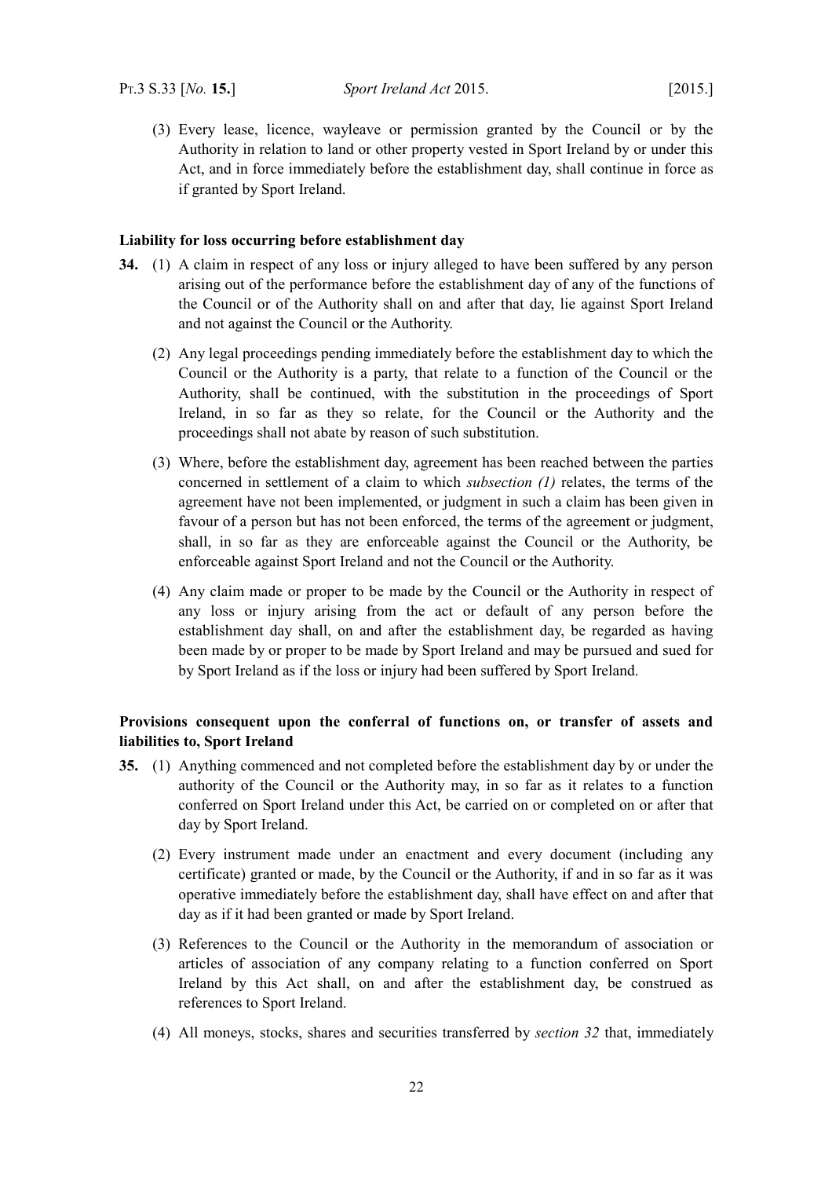(3) Every lease, licence, wayleave or permission granted by the Council or by the Authority in relation to land or other property vested in Sport Ireland by or under this Act, and in force immediately before the establishment day, shall continue in force as if granted by Sport Ireland.

**Liability for loss occurring before establishment day**

**34.** (1) A claim in respect of any loss or injury alleged to have been suffered by any person arising out of the performance before the establishment day of any of the functions of the Council or of the Authority shall on and after that day, lie against Sport Ireland and not against the Council or the Authority.

(2) Any legal proceedings pending immediately before the establishment day to which the Council or the Authority is a party, that relate to a function of the Council or the Authority, shall be continued, with the substitution in the proceedings of Sport Ireland, in so far as they so relate, for the Council or the Authority and the proceedings shall not abate by reason of such substitution.

(3) Where, before the establishment day, agreement has been reached between the parties concerned in settlement of a claim to which *subsection (1)* relates, the terms of the agreement have not been implemented, or judgment in such a claim has been given in favour of a person but has not been enforced, the terms of the agreement or judgment, shall, in so far as they are enforceable against the Council or the Authority, be enforceable against Sport Ireland and not the Council or the Authority.

(4) Any claim made or proper to be made by the Council or the Authority in respect of any loss or injury arising from the act or default of any person before the establishment day shall, on and after the establishment day, be regarded as having been made by or proper to be made by Sport Ireland and may be pursued and sued for by Sport Ireland as if the loss or injury had been suffered by Sport Ireland.

**Provisions consequent upon the conferral of functions on, or transfer of assets and liabilities to, Sport Ireland**

**35.** (1) Anything commenced and not completed before the establishment day by or under the authority of the Council or the Authority may, in so far as it relates to a function conferred on Sport Ireland under this Act, be carried on or completed on or after that day by Sport Ireland.

(2) Every instrument made under an enactment and every document (including any certificate) granted or made, by the Council or the Authority, if and in so far as it was operative immediately before the establishment day, shall have effect on and after that day as if it had been granted or made by Sport Ireland.

(3) References to the Council or the Authority in the memorandum of association or articles of association of any company relating to a function conferred on Sport Ireland by this Act shall, on and after the establishment day, be construed as references to Sport Ireland.

(4) All moneys, stocks, shares and securities transferred by *section 32* that, immediately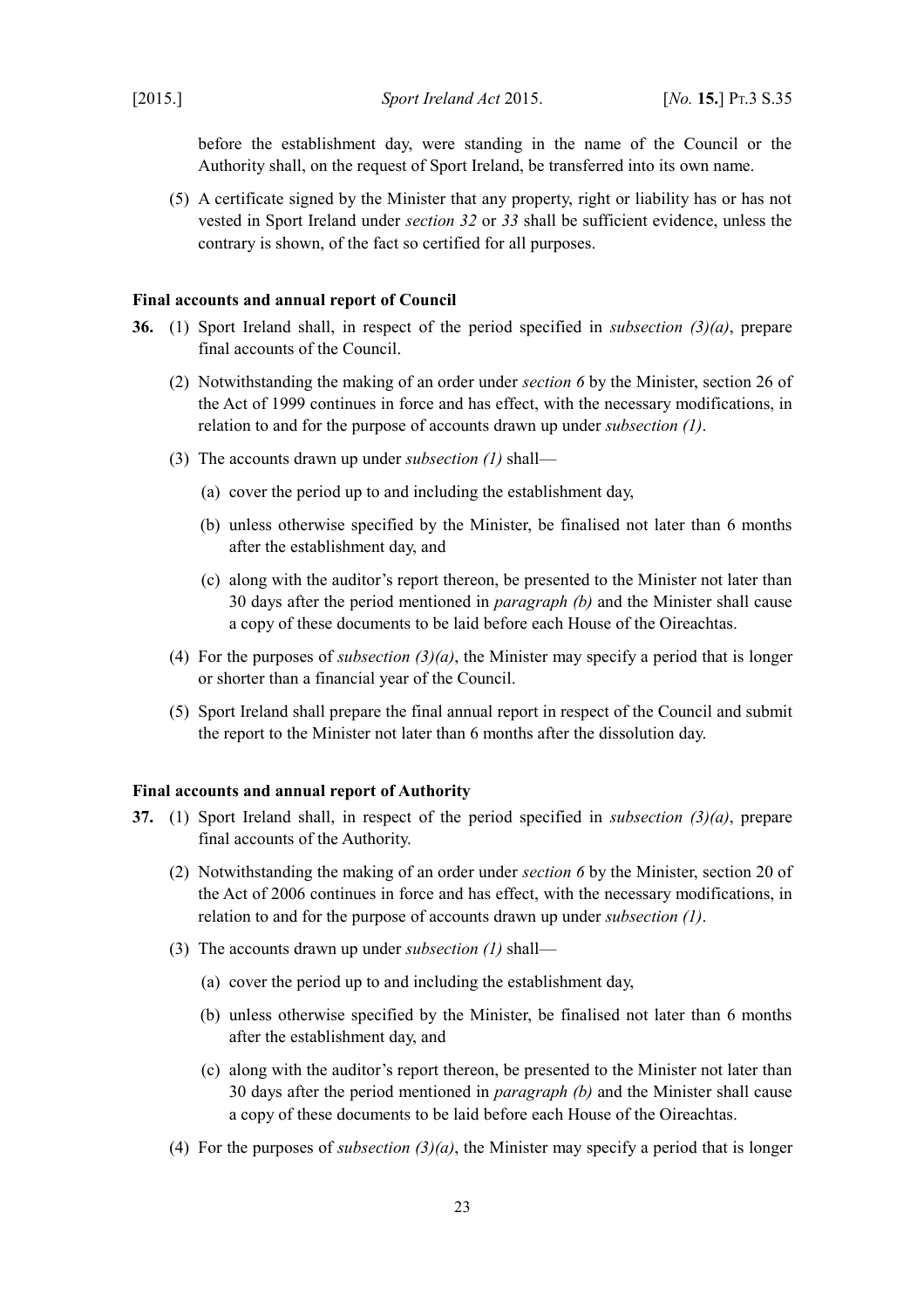before the establishment day, were standing in the name of the Council or the Authority shall, on the request of Sport Ireland, be transferred into its own name.

(5) A certificate signed by the Minister that any property, right or liability has or has not vested in Sport Ireland under *section 32* or *33* shall be sufficient evidence, unless the contrary is shown, of the fact so certified for all purposes.

**Final accounts and annual report of Council**

**36.** (1) Sport Ireland shall, in respect of the period specified in *subsection (3)(a)*, prepare final accounts of the Council.

(2) Notwithstanding the making of an order under *section 6* by the Minister, section 26 of the Act of 1999 continues in force and has effect, with the necessary modifications, in relation to and for the purpose of accounts drawn up under *subsection (1)*.

(3) The accounts drawn up under *subsection (1)* shall—

(a) cover the period up to and including the establishment day,

(b) unless otherwise specified by the Minister, be finalised not later than 6 months after the establishment day, and

(c) along with the auditor's report thereon, be presented to the Minister not later than 30 days after the period mentioned in *paragraph (b)* and the Minister shall cause a copy of these documents to be laid before each House of the Oireachtas.

(4) For the purposes of *subsection (3)(a)*, the Minister may specify a period that is longer or shorter than a financial year of the Council.

(5) Sport Ireland shall prepare the final annual report in respect of the Council and submit the report to the Minister not later than 6 months after the dissolution day.

**Final accounts and annual report of Authority**

**37.** (1) Sport Ireland shall, in respect of the period specified in *subsection (3)(a)*, prepare final accounts of the Authority.

(2) Notwithstanding the making of an order under *section 6* by the Minister, section 20 of the Act of 2006 continues in force and has effect, with the necessary modifications, in relation to and for the purpose of accounts drawn up under *subsection (1)*.

(3) The accounts drawn up under *subsection (1)* shall—

(a) cover the period up to and including the establishment day,

(b) unless otherwise specified by the Minister, be finalised not later than 6 months after the establishment day, and

(c) along with the auditor's report thereon, be presented to the Minister not later than 30 days after the period mentioned in *paragraph (b)* and the Minister shall cause a copy of these documents to be laid before each House of the Oireachtas.

(4) For the purposes of *subsection (3)(a)*, the Minister may specify a period that is longer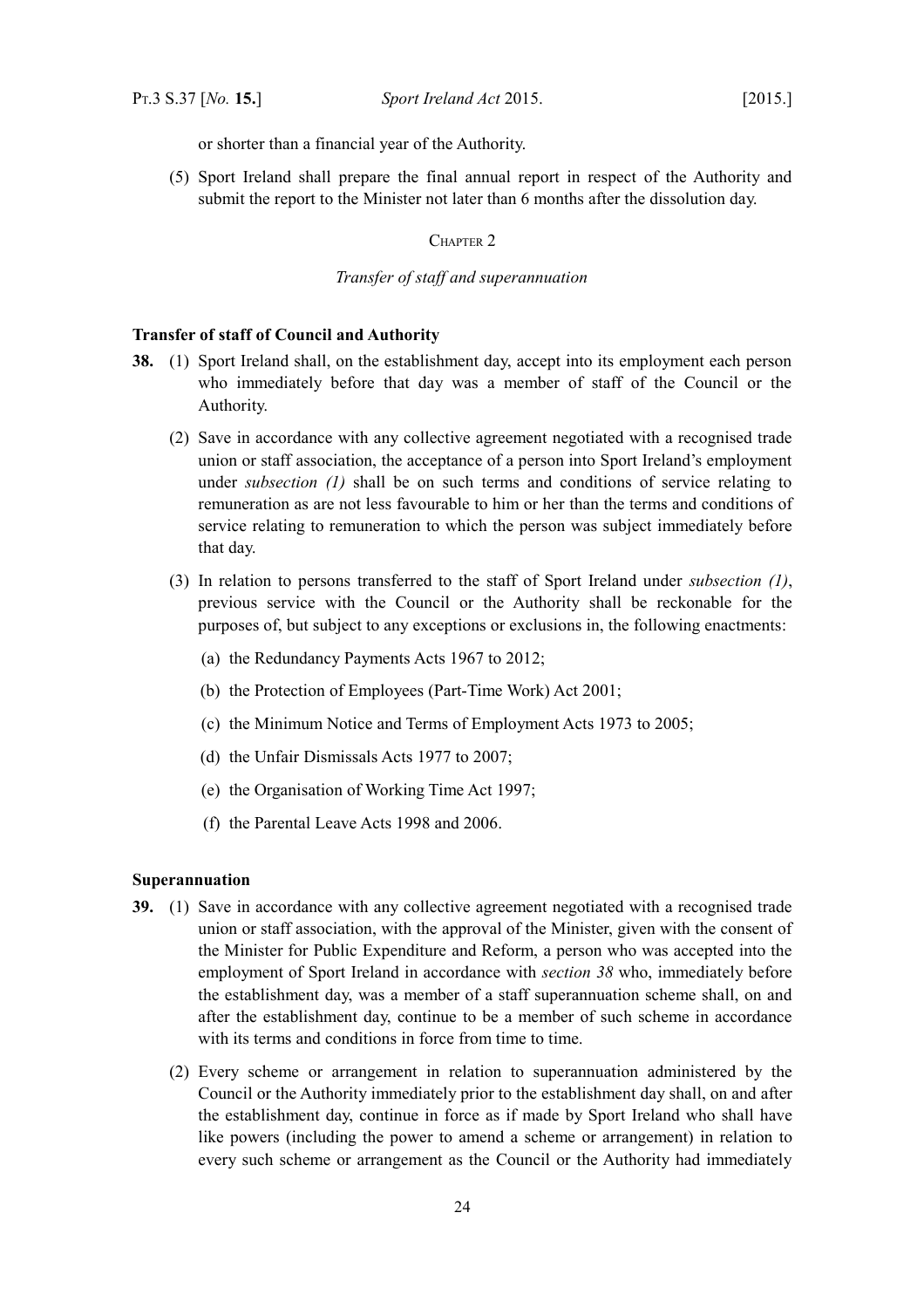or shorter than a financial year of the Authority.

(5) Sport Ireland shall prepare the final annual report in respect of the Authority and submit the report to the Minister not later than 6 months after the dissolution day.

### Chapter 2

*Transfer of staff and superannuation*

**Transfer of staff of Council and Authority**

**38.** (1) Sport Ireland shall, on the establishment day, accept into its employment each person who immediately before that day was a member of staff of the Council or the Authority.

(2) Save in accordance with any collective agreement negotiated with a recognised trade union or staff association, the acceptance of a person into Sport Ireland's employment under *subsection (1)* shall be on such terms and conditions of service relating to remuneration as are not less favourable to him or her than the terms and conditions of service relating to remuneration to which the person was subject immediately before that day.

(3) In relation to persons transferred to the staff of Sport Ireland under *subsection (1)*, previous service with the Council or the Authority shall be reckonable for the purposes of, but subject to any exceptions or exclusions in, the following enactments:

(a) the Redundancy Payments Acts 1967 to 2012;

(b) the Protection of Employees (Part-Time Work) Act 2001;

(c) the Minimum Notice and Terms of Employment Acts 1973 to 2005;

(d) the Unfair Dismissals Acts 1977 to 2007;

(e) the Organisation of Working Time Act 1997;

(f) the Parental Leave Acts 1998 and 2006.

**Superannuation**

**39.** (1) Save in accordance with any collective agreement negotiated with a recognised trade union or staff association, with the approval of the Minister, given with the consent of the Minister for Public Expenditure and Reform, a person who was accepted into the employment of Sport Ireland in accordance with *section 38* who, immediately before the establishment day, was a member of a staff superannuation scheme shall, on and after the establishment day, continue to be a member of such scheme in accordance with its terms and conditions in force from time to time.

(2) Every scheme or arrangement in relation to superannuation administered by the Council or the Authority immediately prior to the establishment day shall, on and after the establishment day, continue in force as if made by Sport Ireland who shall have like powers (including the power to amend a scheme or arrangement) in relation to every such scheme or arrangement as the Council or the Authority had immediately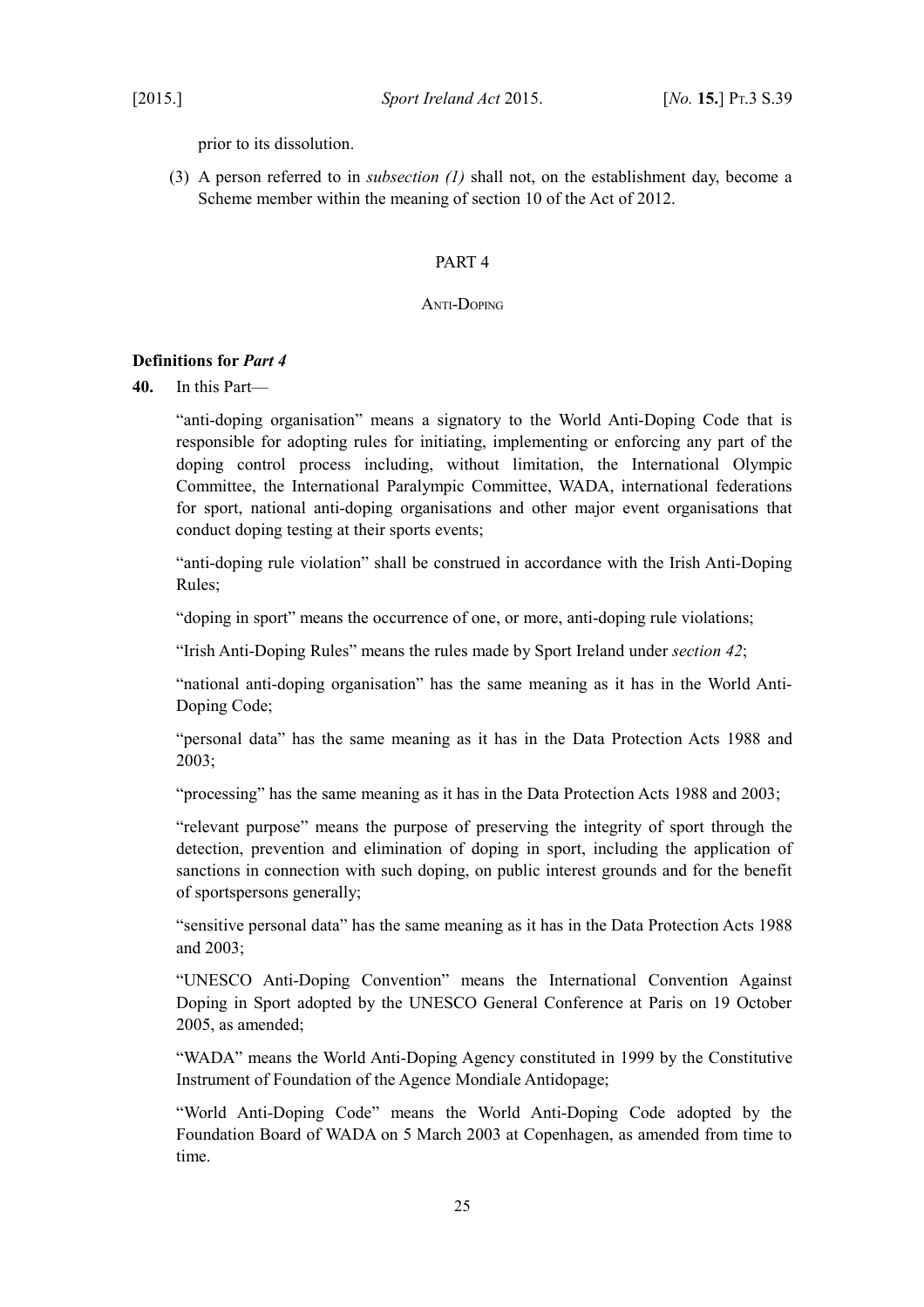prior to its dissolution.

(3) A person referred to in *subsection (1)* shall not, on the establishment day, become a Scheme member within the meaning of section 10 of the Act of 2012.

## PART 4

### Anti-Doping

**Definitions for *Part 4***

**40.** In this Part—

"anti-doping organisation" means a signatory to the World Anti-Doping Code that is responsible for adopting rules for initiating, implementing or enforcing any part of the doping control process including, without limitation, the International Olympic Committee, the International Paralympic Committee, WADA, international federations for sport, national anti-doping organisations and other major event organisations that conduct doping testing at their sports events;

"anti-doping rule violation" shall be construed in accordance with the Irish Anti-Doping Rules;

"doping in sport" means the occurrence of one, or more, anti-doping rule violations;

"Irish Anti-Doping Rules" means the rules made by Sport Ireland under *section 42*;

"national anti-doping organisation" has the same meaning as it has in the World Anti-Doping Code;

"personal data" has the same meaning as it has in the Data Protection Acts 1988 and 2003;

"processing" has the same meaning as it has in the Data Protection Acts 1988 and 2003;

"relevant purpose" means the purpose of preserving the integrity of sport through the detection, prevention and elimination of doping in sport, including the application of sanctions in connection with such doping, on public interest grounds and for the benefit of sportspersons generally;

"sensitive personal data" has the same meaning as it has in the Data Protection Acts 1988 and 2003;

"UNESCO Anti-Doping Convention" means the International Convention Against Doping in Sport adopted by the UNESCO General Conference at Paris on 19 October 2005, as amended;

"WADA" means the World Anti-Doping Agency constituted in 1999 by the Constitutive Instrument of Foundation of the Agence Mondiale Antidopage;

"World Anti-Doping Code" means the World Anti-Doping Code adopted by the Foundation Board of WADA on 5 March 2003 at Copenhagen, as amended from time to time.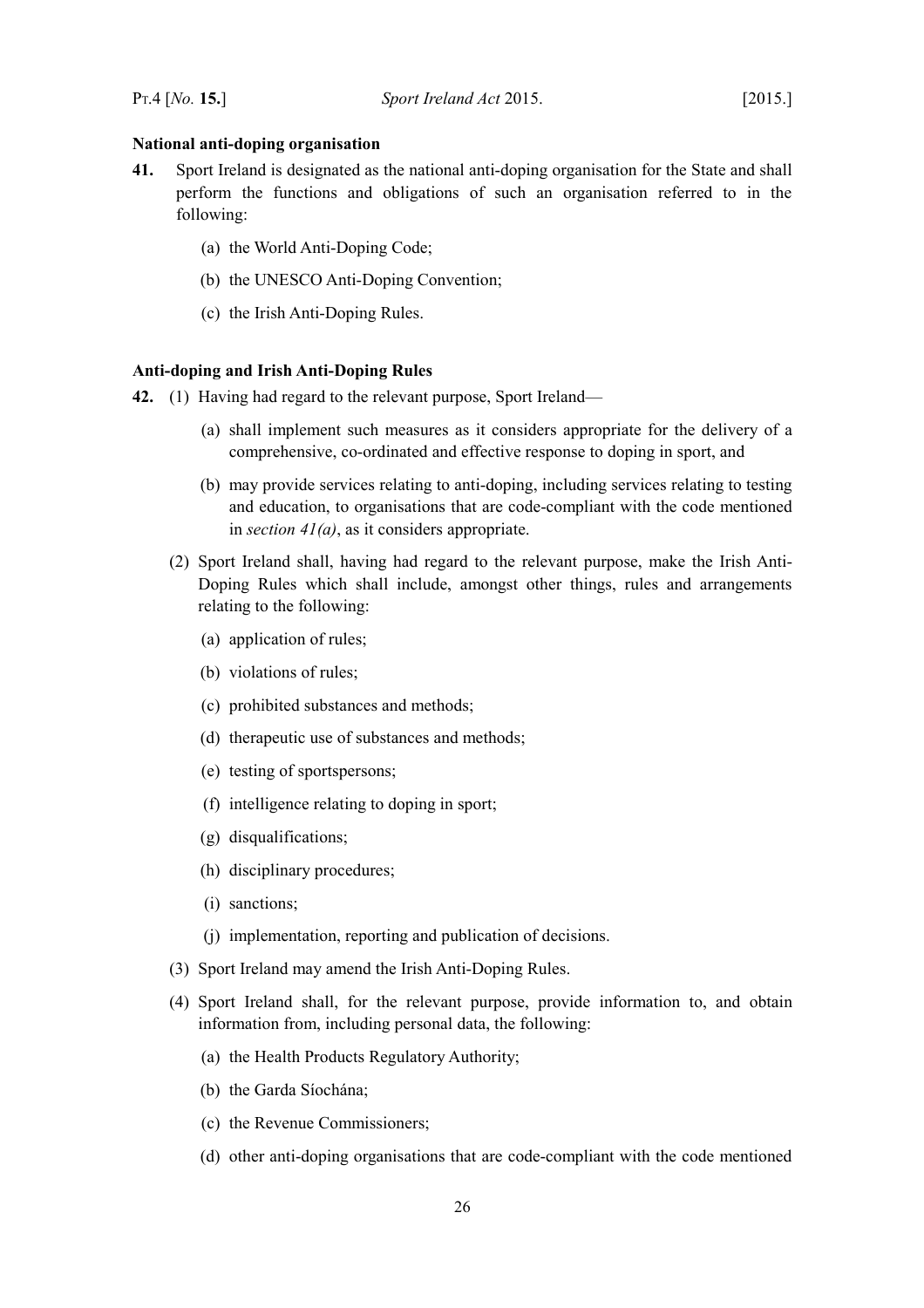**National anti-doping organisation**

**41.** Sport Ireland is designated as the national anti-doping organisation for the State and shall perform the functions and obligations of such an organisation referred to in the following:

(a) the World Anti-Doping Code;

(b) the UNESCO Anti-Doping Convention;

(c) the Irish Anti-Doping Rules.

**Anti-doping and Irish Anti-Doping Rules**

**42.** (1) Having had regard to the relevant purpose, Sport Ireland—

(a) shall implement such measures as it considers appropriate for the delivery of a comprehensive, co-ordinated and effective response to doping in sport, and

(b) may provide services relating to anti-doping, including services relating to testing and education, to organisations that are code-compliant with the code mentioned in *section 41(a)*, as it considers appropriate.

(2) Sport Ireland shall, having had regard to the relevant purpose, make the Irish Anti-Doping Rules which shall include, amongst other things, rules and arrangements relating to the following:

(a) application of rules;

(b) violations of rules;

(c) prohibited substances and methods;

(d) therapeutic use of substances and methods;

(e) testing of sportspersons;

(f) intelligence relating to doping in sport;

(g) disqualifications;

(h) disciplinary procedures;

(i) sanctions;

(j) implementation, reporting and publication of decisions.

(3) Sport Ireland may amend the Irish Anti-Doping Rules.

(4) Sport Ireland shall, for the relevant purpose, provide information to, and obtain information from, including personal data, the following:

(a) the Health Products Regulatory Authority;

(b) the Garda Síochána;

(c) the Revenue Commissioners;

(d) other anti-doping organisations that are code-compliant with the code mentioned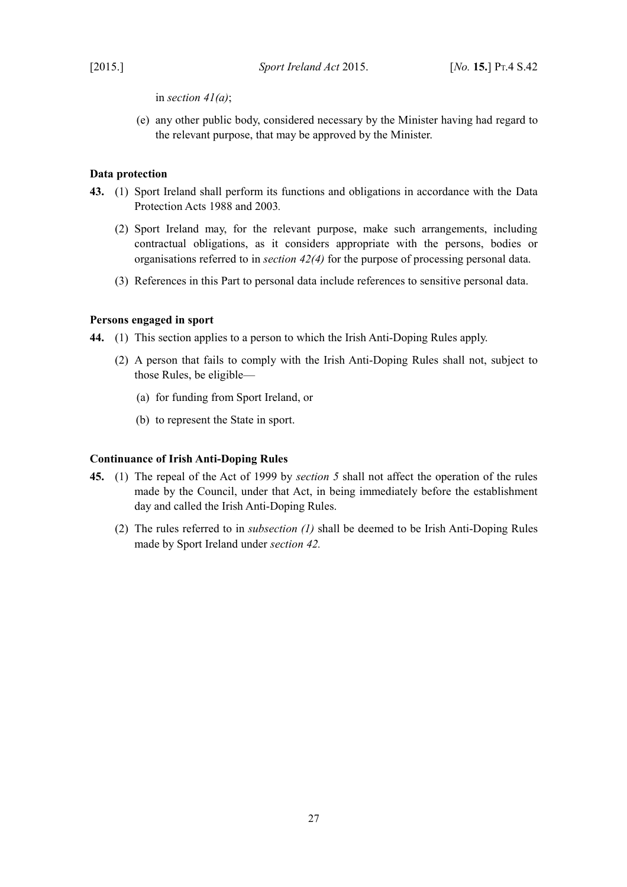in *section 41(a)*;

(e) any other public body, considered necessary by the Minister having had regard to the relevant purpose, that may be approved by the Minister.

**Data protection**

**43.** (1) Sport Ireland shall perform its functions and obligations in accordance with the Data Protection Acts 1988 and 2003.

(2) Sport Ireland may, for the relevant purpose, make such arrangements, including contractual obligations, as it considers appropriate with the persons, bodies or organisations referred to in *section 42(4)* for the purpose of processing personal data.

(3) References in this Part to personal data include references to sensitive personal data.

**Persons engaged in sport**

**44.** (1) This section applies to a person to which the Irish Anti-Doping Rules apply.

(2) A person that fails to comply with the Irish Anti-Doping Rules shall not, subject to those Rules, be eligible—

(a) for funding from Sport Ireland, or

(b) to represent the State in sport.

**Continuance of Irish Anti-Doping Rules**

**45.** (1) The repeal of the Act of 1999 by *section 5* shall not affect the operation of the rules made by the Council, under that Act, in being immediately before the establishment day and called the Irish Anti-Doping Rules.

(2) The rules referred to in *subsection (1)* shall be deemed to be Irish Anti-Doping Rules made by Sport Ireland under *section 42.*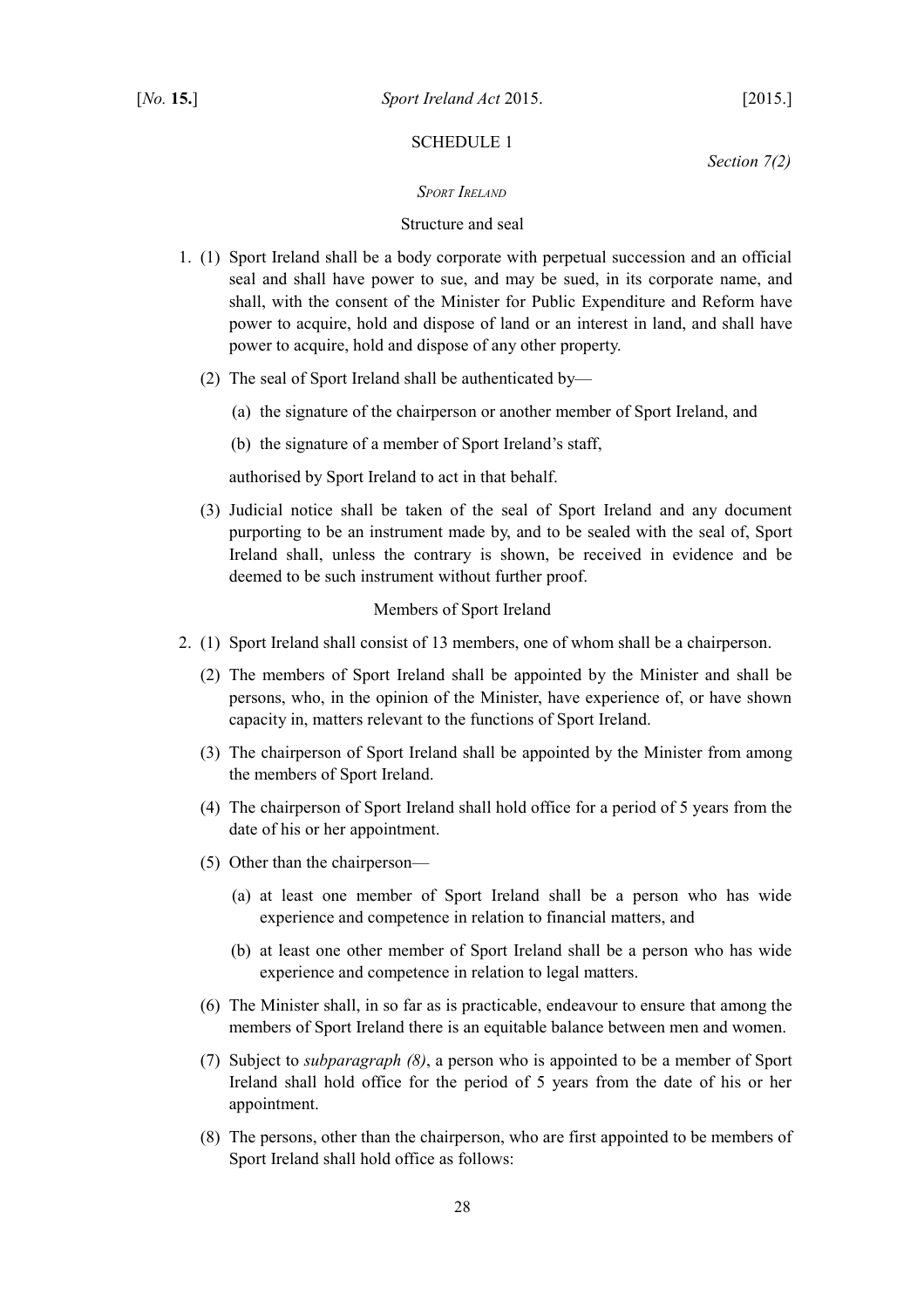## SCHEDULE 1

*Section 7(2)*

### *Sport Ireland*

#### Structure and seal

1. (1) Sport Ireland shall be a body corporate with perpetual succession and an official seal and shall have power to sue, and may be sued, in its corporate name, and shall, with the consent of the Minister for Public Expenditure and Reform have power to acquire, hold and dispose of land or an interest in land, and shall have power to acquire, hold and dispose of any other property.

   (2) The seal of Sport Ireland shall be authenticated by—

   (a) the signature of the chairperson or another member of Sport Ireland, and

   (b) the signature of a member of Sport Ireland's staff,

   authorised by Sport Ireland to act in that behalf.

   (3) Judicial notice shall be taken of the seal of Sport Ireland and any document purporting to be an instrument made by, and to be sealed with the seal of, Sport Ireland shall, unless the contrary is shown, be received in evidence and be deemed to be such instrument without further proof.

#### Members of Sport Ireland

2. (1) Sport Ireland shall consist of 13 members, one of whom shall be a chairperson.

   (2) The members of Sport Ireland shall be appointed by the Minister and shall be persons, who, in the opinion of the Minister, have experience of, or have shown capacity in, matters relevant to the functions of Sport Ireland.

   (3) The chairperson of Sport Ireland shall be appointed by the Minister from among the members of Sport Ireland.

   (4) The chairperson of Sport Ireland shall hold office for a period of 5 years from the date of his or her appointment.

   (5) Other than the chairperson—

   (a) at least one member of Sport Ireland shall be a person who has wide experience and competence in relation to financial matters, and

   (b) at least one other member of Sport Ireland shall be a person who has wide experience and competence in relation to legal matters.

   (6) The Minister shall, in so far as is practicable, endeavour to ensure that among the members of Sport Ireland there is an equitable balance between men and women.

   (7) Subject to *subparagraph (8)*, a person who is appointed to be a member of Sport Ireland shall hold office for the period of 5 years from the date of his or her appointment.

   (8) The persons, other than the chairperson, who are first appointed to be members of Sport Ireland shall hold office as follows: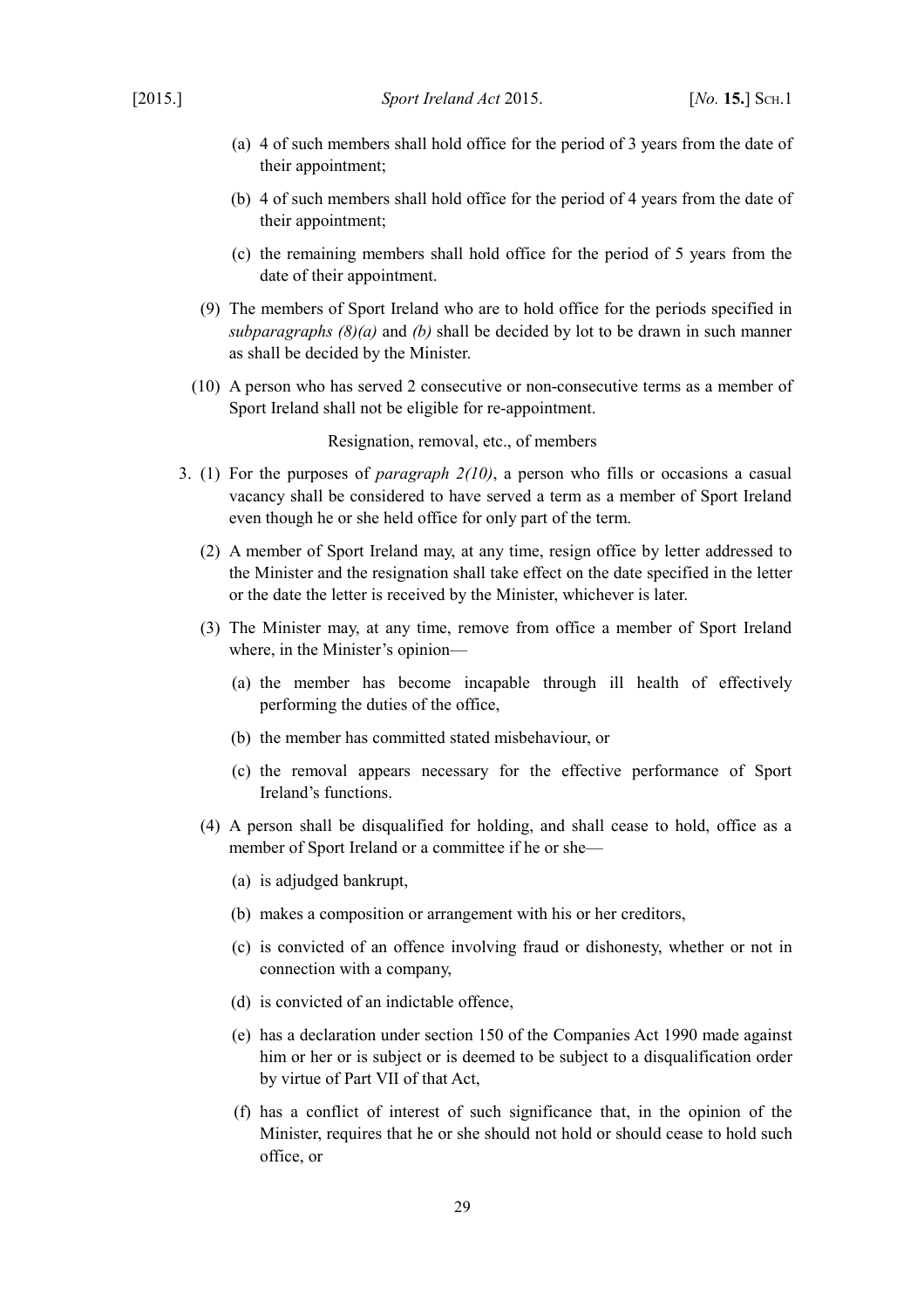(a) 4 of such members shall hold office for the period of 3 years from the date of their appointment;

(b) 4 of such members shall hold office for the period of 4 years from the date of their appointment;

(c) the remaining members shall hold office for the period of 5 years from the date of their appointment.

(9) The members of Sport Ireland who are to hold office for the periods specified in *subparagraphs (8)(a)* and *(b)* shall be decided by lot to be drawn in such manner as shall be decided by the Minister.

(10) A person who has served 2 consecutive or non-consecutive terms as a member of Sport Ireland shall not be eligible for re-appointment.

Resignation, removal, etc., of members

3. (1) For the purposes of *paragraph 2(10)*, a person who fills or occasions a casual vacancy shall be considered to have served a term as a member of Sport Ireland even though he or she held office for only part of the term.

(2) A member of Sport Ireland may, at any time, resign office by letter addressed to the Minister and the resignation shall take effect on the date specified in the letter or the date the letter is received by the Minister, whichever is later.

(3) The Minister may, at any time, remove from office a member of Sport Ireland where, in the Minister's opinion—

(a) the member has become incapable through ill health of effectively performing the duties of the office,

(b) the member has committed stated misbehaviour, or

(c) the removal appears necessary for the effective performance of Sport Ireland's functions.

(4) A person shall be disqualified for holding, and shall cease to hold, office as a member of Sport Ireland or a committee if he or she—

(a) is adjudged bankrupt,

(b) makes a composition or arrangement with his or her creditors,

(c) is convicted of an offence involving fraud or dishonesty, whether or not in connection with a company,

(d) is convicted of an indictable offence,

(e) has a declaration under section 150 of the Companies Act 1990 made against him or her or is subject or is deemed to be subject to a disqualification order by virtue of Part VII of that Act,

(f) has a conflict of interest of such significance that, in the opinion of the Minister, requires that he or she should not hold or should cease to hold such office, or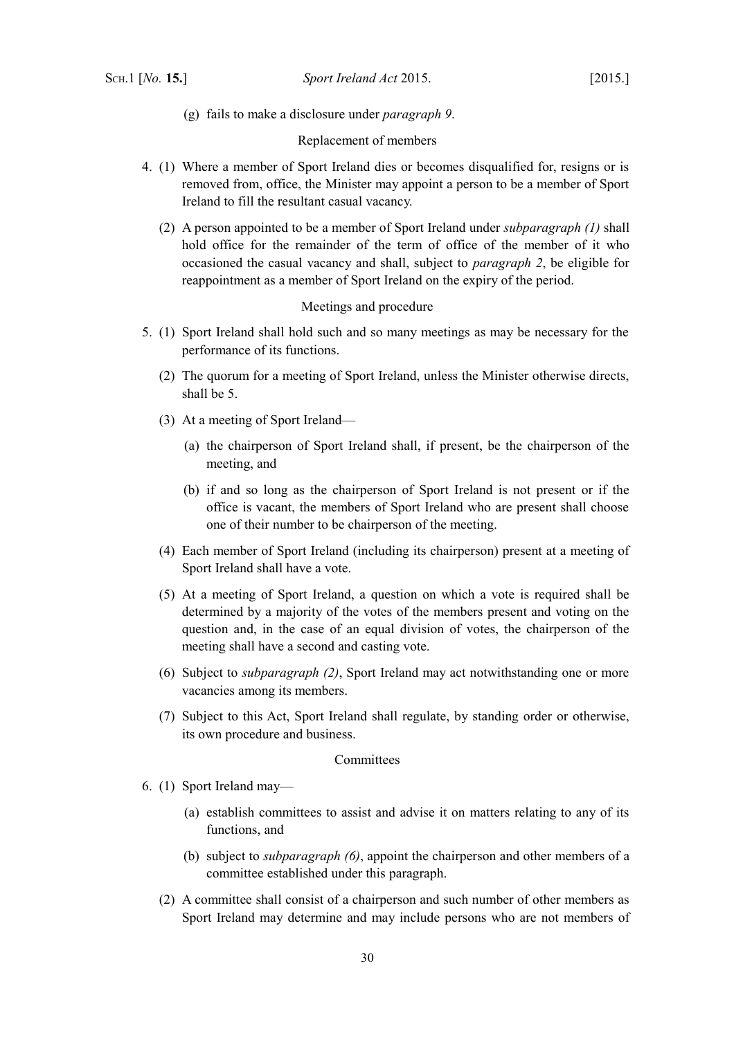(g) fails to make a disclosure under *paragraph 9*.

Replacement of members

4. (1) Where a member of Sport Ireland dies or becomes disqualified for, resigns or is removed from, office, the Minister may appoint a person to be a member of Sport Ireland to fill the resultant casual vacancy.

(2) A person appointed to be a member of Sport Ireland under *subparagraph (1)* shall hold office for the remainder of the term of office of the member of it who occasioned the casual vacancy and shall, subject to *paragraph 2*, be eligible for reappointment as a member of Sport Ireland on the expiry of the period.

Meetings and procedure

5. (1) Sport Ireland shall hold such and so many meetings as may be necessary for the performance of its functions.

(2) The quorum for a meeting of Sport Ireland, unless the Minister otherwise directs, shall be 5.

(3) At a meeting of Sport Ireland—

(a) the chairperson of Sport Ireland shall, if present, be the chairperson of the meeting, and

(b) if and so long as the chairperson of Sport Ireland is not present or if the office is vacant, the members of Sport Ireland who are present shall choose one of their number to be chairperson of the meeting.

(4) Each member of Sport Ireland (including its chairperson) present at a meeting of Sport Ireland shall have a vote.

(5) At a meeting of Sport Ireland, a question on which a vote is required shall be determined by a majority of the votes of the members present and voting on the question and, in the case of an equal division of votes, the chairperson of the meeting shall have a second and casting vote.

(6) Subject to *subparagraph (2)*, Sport Ireland may act notwithstanding one or more vacancies among its members.

(7) Subject to this Act, Sport Ireland shall regulate, by standing order or otherwise, its own procedure and business.

Committees

6. (1) Sport Ireland may—

(a) establish committees to assist and advise it on matters relating to any of its functions, and

(b) subject to *subparagraph (6)*, appoint the chairperson and other members of a committee established under this paragraph.

(2) A committee shall consist of a chairperson and such number of other members as Sport Ireland may determine and may include persons who are not members of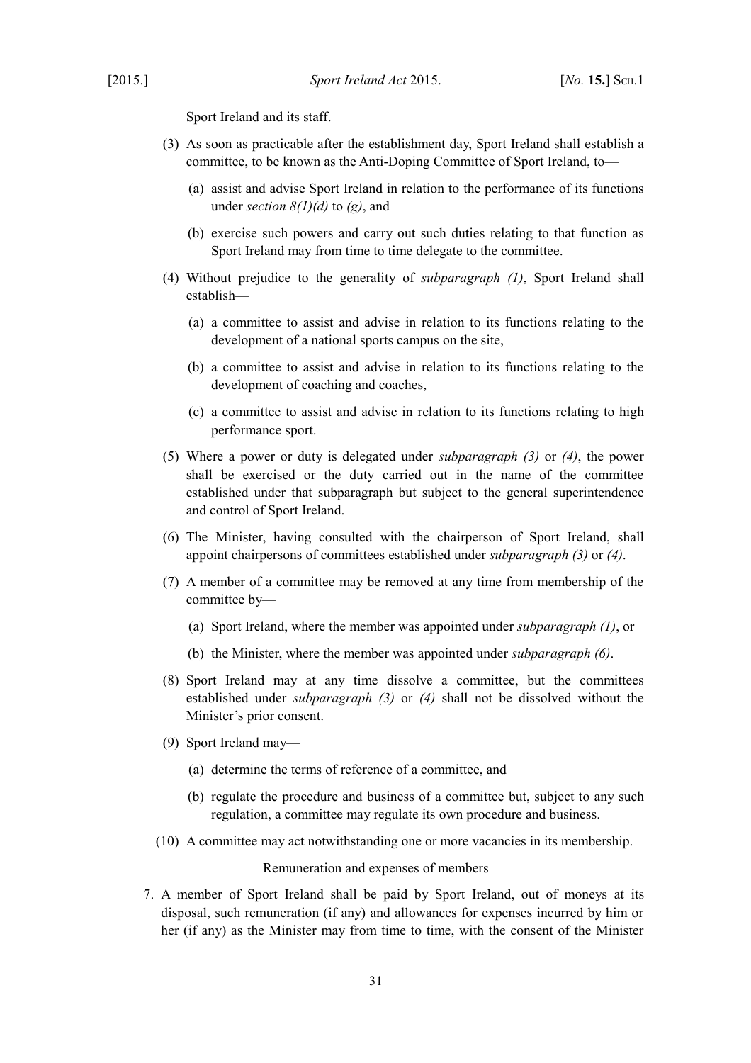Sport Ireland and its staff.

(3) As soon as practicable after the establishment day, Sport Ireland shall establish a committee, to be known as the Anti-Doping Committee of Sport Ireland, to—

(a) assist and advise Sport Ireland in relation to the performance of its functions under *section 8(1)(d)* to *(g)*, and

(b) exercise such powers and carry out such duties relating to that function as Sport Ireland may from time to time delegate to the committee.

(4) Without prejudice to the generality of *subparagraph (1)*, Sport Ireland shall establish—

(a) a committee to assist and advise in relation to its functions relating to the development of a national sports campus on the site,

(b) a committee to assist and advise in relation to its functions relating to the development of coaching and coaches,

(c) a committee to assist and advise in relation to its functions relating to high performance sport.

(5) Where a power or duty is delegated under *subparagraph (3)* or *(4)*, the power shall be exercised or the duty carried out in the name of the committee established under that subparagraph but subject to the general superintendence and control of Sport Ireland.

(6) The Minister, having consulted with the chairperson of Sport Ireland, shall appoint chairpersons of committees established under *subparagraph (3)* or *(4)*.

(7) A member of a committee may be removed at any time from membership of the committee by—

(a) Sport Ireland, where the member was appointed under *subparagraph (1)*, or

(b) the Minister, where the member was appointed under *subparagraph (6)*.

(8) Sport Ireland may at any time dissolve a committee, but the committees established under *subparagraph (3)* or *(4)* shall not be dissolved without the Minister's prior consent.

(9) Sport Ireland may—

(a) determine the terms of reference of a committee, and

(b) regulate the procedure and business of a committee but, subject to any such regulation, a committee may regulate its own procedure and business.

(10) A committee may act notwithstanding one or more vacancies in its membership.

Remuneration and expenses of members

7. A member of Sport Ireland shall be paid by Sport Ireland, out of moneys at its disposal, such remuneration (if any) and allowances for expenses incurred by him or her (if any) as the Minister may from time to time, with the consent of the Minister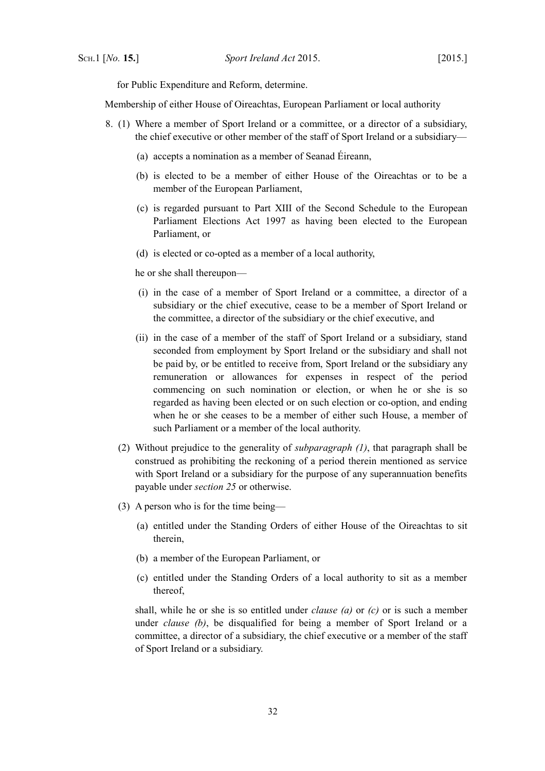for Public Expenditure and Reform, determine.

Membership of either House of Oireachtas, European Parliament or local authority

8. (1) Where a member of Sport Ireland or a committee, or a director of a subsidiary, the chief executive or other member of the staff of Sport Ireland or a subsidiary—

   (a) accepts a nomination as a member of Seanad Éireann,

   (b) is elected to be a member of either House of the Oireachtas or to be a member of the European Parliament,

   (c) is regarded pursuant to Part XIII of the Second Schedule to the European Parliament Elections Act 1997 as having been elected to the European Parliament, or

   (d) is elected or co-opted as a member of a local authority,

   he or she shall thereupon—

   (i) in the case of a member of Sport Ireland or a committee, a director of a subsidiary or the chief executive, cease to be a member of Sport Ireland or the committee, a director of the subsidiary or the chief executive, and

   (ii) in the case of a member of the staff of Sport Ireland or a subsidiary, stand seconded from employment by Sport Ireland or the subsidiary and shall not be paid by, or be entitled to receive from, Sport Ireland or the subsidiary any remuneration or allowances for expenses in respect of the period commencing on such nomination or election, or when he or she is so regarded as having been elected or on such election or co-option, and ending when he or she ceases to be a member of either such House, a member of such Parliament or a member of the local authority.

(2) Without prejudice to the generality of *subparagraph (1)*, that paragraph shall be construed as prohibiting the reckoning of a period therein mentioned as service with Sport Ireland or a subsidiary for the purpose of any superannuation benefits payable under *section 25* or otherwise.

(3) A person who is for the time being—

   (a) entitled under the Standing Orders of either House of the Oireachtas to sit therein,

   (b) a member of the European Parliament, or

   (c) entitled under the Standing Orders of a local authority to sit as a member thereof,

   shall, while he or she is so entitled under *clause (a)* or *(c)* or is such a member under *clause (b)*, be disqualified for being a member of Sport Ireland or a committee, a director of a subsidiary, the chief executive or a member of the staff of Sport Ireland or a subsidiary.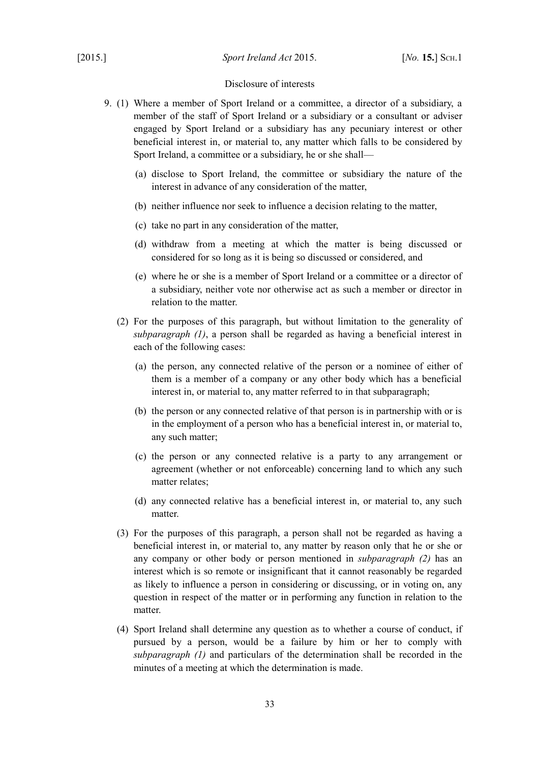Disclosure of interests

9. (1) Where a member of Sport Ireland or a committee, a director of a subsidiary, a member of the staff of Sport Ireland or a subsidiary or a consultant or adviser engaged by Sport Ireland or a subsidiary has any pecuniary interest or other beneficial interest in, or material to, any matter which falls to be considered by Sport Ireland, a committee or a subsidiary, he or she shall—

   (a) disclose to Sport Ireland, the committee or subsidiary the nature of the interest in advance of any consideration of the matter,

   (b) neither influence nor seek to influence a decision relating to the matter,

   (c) take no part in any consideration of the matter,

   (d) withdraw from a meeting at which the matter is being discussed or considered for so long as it is being so discussed or considered, and

   (e) where he or she is a member of Sport Ireland or a committee or a director of a subsidiary, neither vote nor otherwise act as such a member or director in relation to the matter.

   (2) For the purposes of this paragraph, but without limitation to the generality of *subparagraph (1)*, a person shall be regarded as having a beneficial interest in each of the following cases:

   (a) the person, any connected relative of the person or a nominee of either of them is a member of a company or any other body which has a beneficial interest in, or material to, any matter referred to in that subparagraph;

   (b) the person or any connected relative of that person is in partnership with or is in the employment of a person who has a beneficial interest in, or material to, any such matter;

   (c) the person or any connected relative is a party to any arrangement or agreement (whether or not enforceable) concerning land to which any such matter relates;

   (d) any connected relative has a beneficial interest in, or material to, any such matter.

   (3) For the purposes of this paragraph, a person shall not be regarded as having a beneficial interest in, or material to, any matter by reason only that he or she or any company or other body or person mentioned in *subparagraph (2)* has an interest which is so remote or insignificant that it cannot reasonably be regarded as likely to influence a person in considering or discussing, or in voting on, any question in respect of the matter or in performing any function in relation to the matter.

   (4) Sport Ireland shall determine any question as to whether a course of conduct, if pursued by a person, would be a failure by him or her to comply with *subparagraph (1)* and particulars of the determination shall be recorded in the minutes of a meeting at which the determination is made.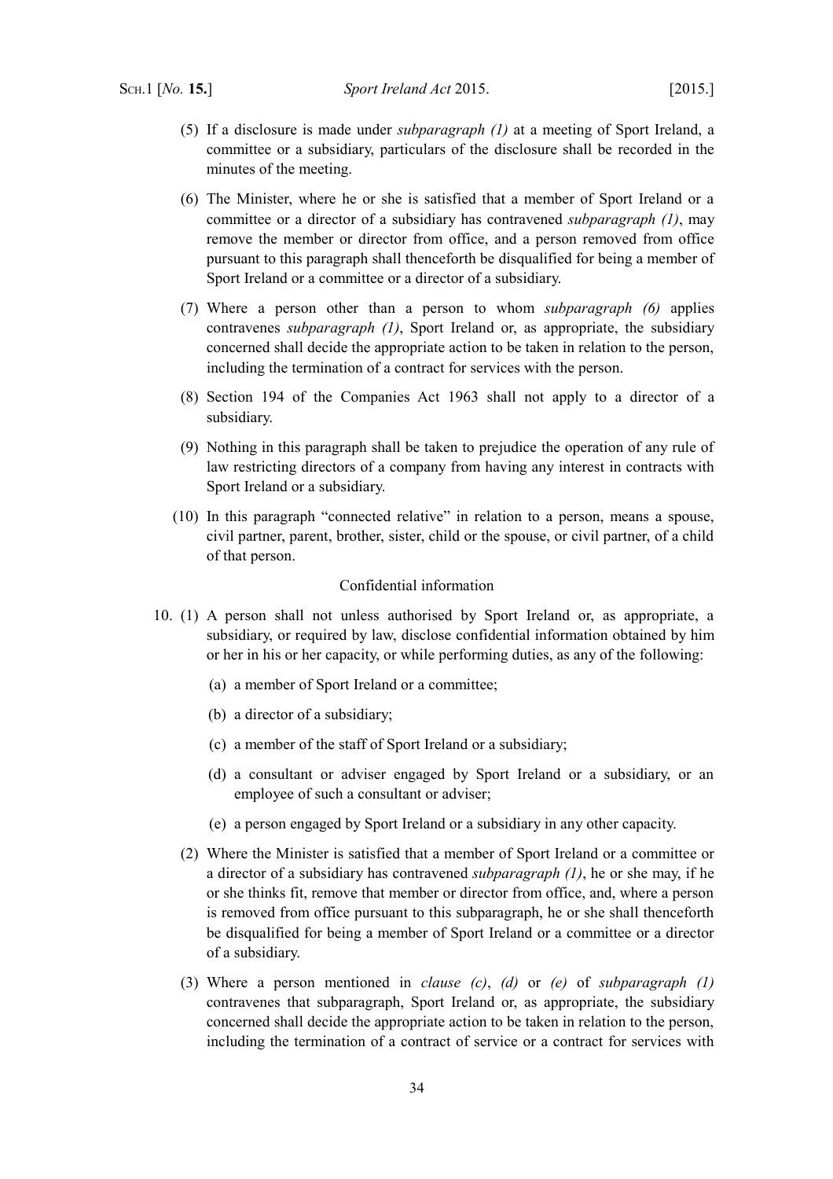(5) If a disclosure is made under *subparagraph (1)* at a meeting of Sport Ireland, a committee or a subsidiary, particulars of the disclosure shall be recorded in the minutes of the meeting.

(6) The Minister, where he or she is satisfied that a member of Sport Ireland or a committee or a director of a subsidiary has contravened *subparagraph (1)*, may remove the member or director from office, and a person removed from office pursuant to this paragraph shall thenceforth be disqualified for being a member of Sport Ireland or a committee or a director of a subsidiary.

(7) Where a person other than a person to whom *subparagraph (6)* applies contravenes *subparagraph (1)*, Sport Ireland or, as appropriate, the subsidiary concerned shall decide the appropriate action to be taken in relation to the person, including the termination of a contract for services with the person.

(8) Section 194 of the Companies Act 1963 shall not apply to a director of a subsidiary.

(9) Nothing in this paragraph shall be taken to prejudice the operation of any rule of law restricting directors of a company from having any interest in contracts with Sport Ireland or a subsidiary.

(10) In this paragraph "connected relative" in relation to a person, means a spouse, civil partner, parent, brother, sister, child or the spouse, or civil partner, of a child of that person.

Confidential information

10. (1) A person shall not unless authorised by Sport Ireland or, as appropriate, a subsidiary, or required by law, disclose confidential information obtained by him or her in his or her capacity, or while performing duties, as any of the following:

(a) a member of Sport Ireland or a committee;

(b) a director of a subsidiary;

(c) a member of the staff of Sport Ireland or a subsidiary;

(d) a consultant or adviser engaged by Sport Ireland or a subsidiary, or an employee of such a consultant or adviser;

(e) a person engaged by Sport Ireland or a subsidiary in any other capacity.

(2) Where the Minister is satisfied that a member of Sport Ireland or a committee or a director of a subsidiary has contravened *subparagraph (1)*, he or she may, if he or she thinks fit, remove that member or director from office, and, where a person is removed from office pursuant to this subparagraph, he or she shall thenceforth be disqualified for being a member of Sport Ireland or a committee or a director of a subsidiary.

(3) Where a person mentioned in *clause (c)*, *(d)* or *(e)* of *subparagraph (1)* contravenes that subparagraph, Sport Ireland or, as appropriate, the subsidiary concerned shall decide the appropriate action to be taken in relation to the person, including the termination of a contract of service or a contract for services with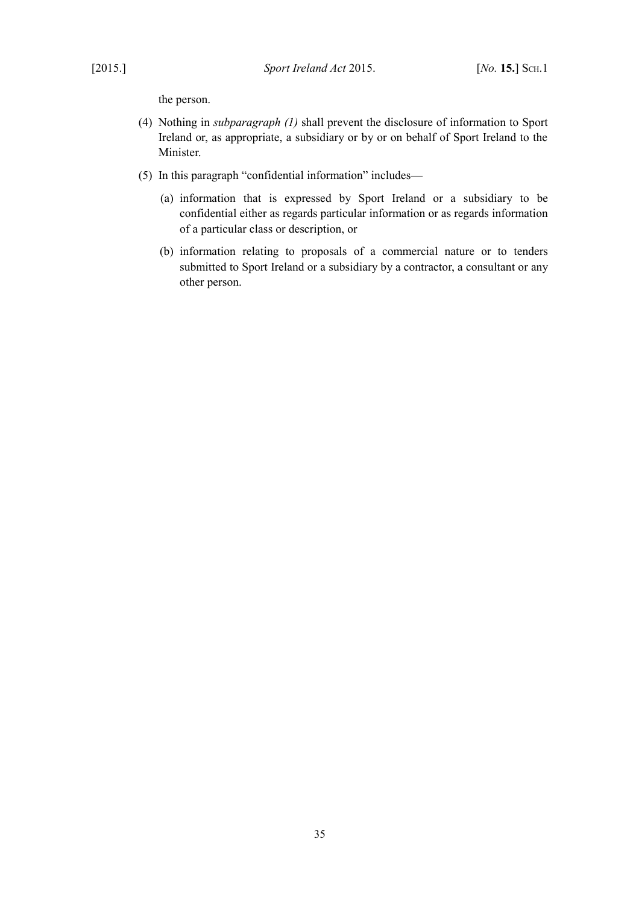the person.

(4) Nothing in *subparagraph (1)* shall prevent the disclosure of information to Sport Ireland or, as appropriate, a subsidiary or by or on behalf of Sport Ireland to the Minister.

(5) In this paragraph "confidential information" includes—

(a) information that is expressed by Sport Ireland or a subsidiary to be confidential either as regards particular information or as regards information of a particular class or description, or

(b) information relating to proposals of a commercial nature or to tenders submitted to Sport Ireland or a subsidiary by a contractor, a consultant or any other person.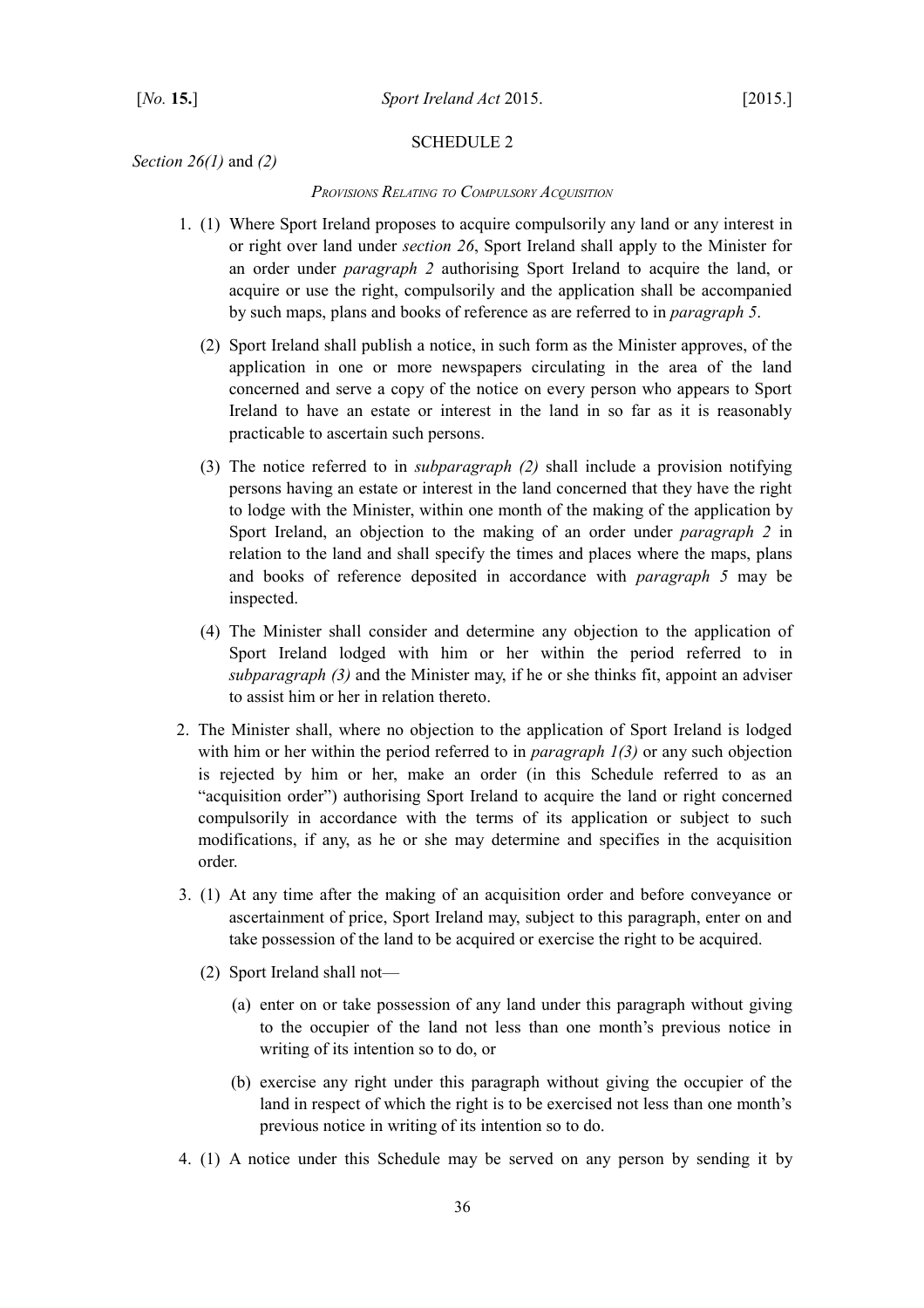## SCHEDULE 2

*Section 26(1)* and *(2)*

### *Provisions Relating to Compulsory Acquisition*

1. (1) Where Sport Ireland proposes to acquire compulsorily any land or any interest in or right over land under *section 26*, Sport Ireland shall apply to the Minister for an order under *paragraph 2* authorising Sport Ireland to acquire the land, or acquire or use the right, compulsorily and the application shall be accompanied by such maps, plans and books of reference as are referred to in *paragraph 5*.

   (2) Sport Ireland shall publish a notice, in such form as the Minister approves, of the application in one or more newspapers circulating in the area of the land concerned and serve a copy of the notice on every person who appears to Sport Ireland to have an estate or interest in the land in so far as it is reasonably practicable to ascertain such persons.

   (3) The notice referred to in *subparagraph (2)* shall include a provision notifying persons having an estate or interest in the land concerned that they have the right to lodge with the Minister, within one month of the making of the application by Sport Ireland, an objection to the making of an order under *paragraph 2* in relation to the land and shall specify the times and places where the maps, plans and books of reference deposited in accordance with *paragraph 5* may be inspected.

   (4) The Minister shall consider and determine any objection to the application of Sport Ireland lodged with him or her within the period referred to in *subparagraph (3)* and the Minister may, if he or she thinks fit, appoint an adviser to assist him or her in relation thereto.

2. The Minister shall, where no objection to the application of Sport Ireland is lodged with him or her within the period referred to in *paragraph 1(3)* or any such objection is rejected by him or her, make an order (in this Schedule referred to as an "acquisition order") authorising Sport Ireland to acquire the land or right concerned compulsorily in accordance with the terms of its application or subject to such modifications, if any, as he or she may determine and specifies in the acquisition order.

3. (1) At any time after the making of an acquisition order and before conveyance or ascertainment of price, Sport Ireland may, subject to this paragraph, enter on and take possession of the land to be acquired or exercise the right to be acquired.

   (2) Sport Ireland shall not—

   (a) enter on or take possession of any land under this paragraph without giving to the occupier of the land not less than one month's previous notice in writing of its intention so to do, or

   (b) exercise any right under this paragraph without giving the occupier of the land in respect of which the right is to be exercised not less than one month's previous notice in writing of its intention so to do.

4. (1) A notice under this Schedule may be served on any person by sending it by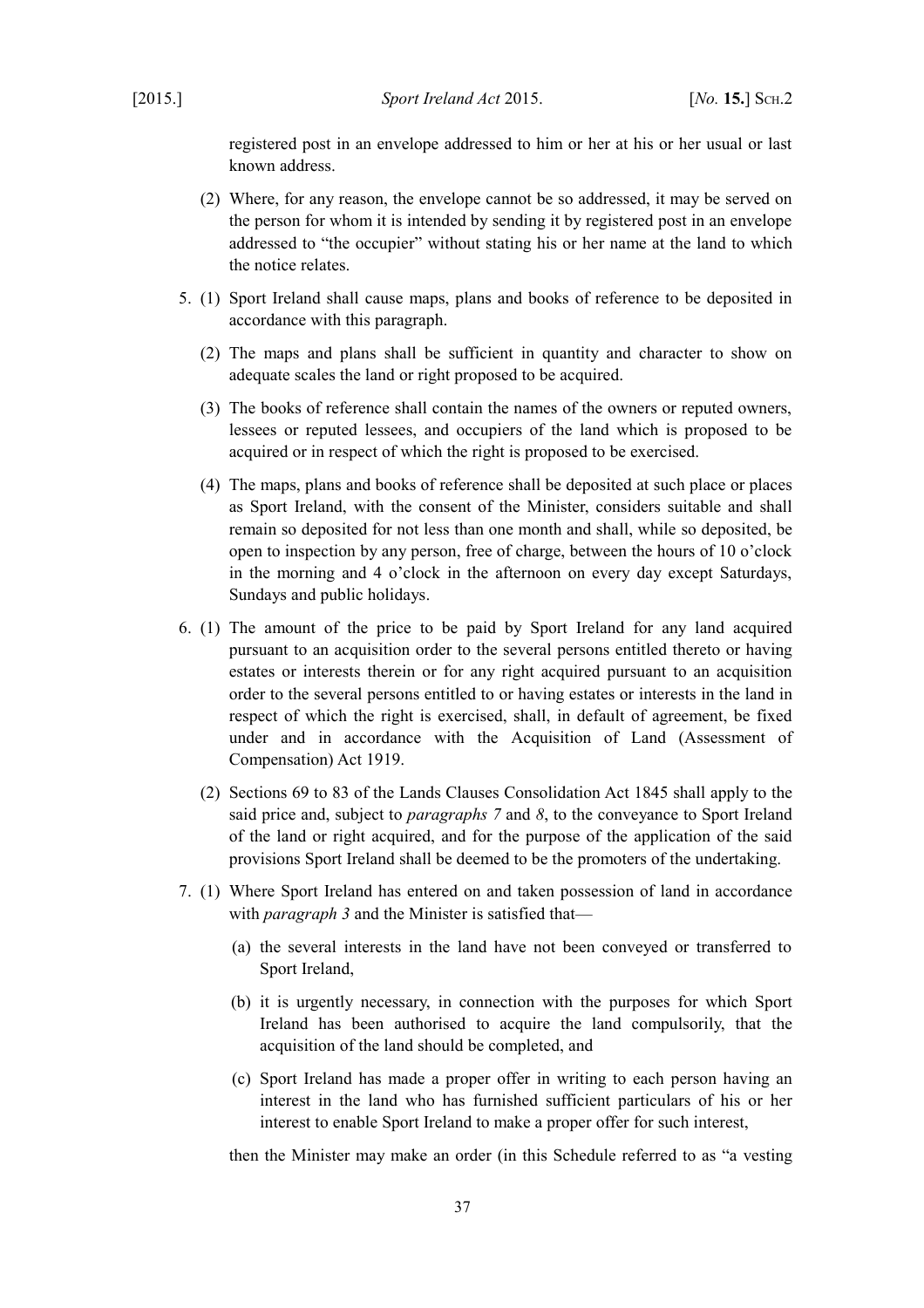registered post in an envelope addressed to him or her at his or her usual or last known address.

(2) Where, for any reason, the envelope cannot be so addressed, it may be served on the person for whom it is intended by sending it by registered post in an envelope addressed to "the occupier" without stating his or her name at the land to which the notice relates.

5. (1) Sport Ireland shall cause maps, plans and books of reference to be deposited in accordance with this paragraph.

(2) The maps and plans shall be sufficient in quantity and character to show on adequate scales the land or right proposed to be acquired.

(3) The books of reference shall contain the names of the owners or reputed owners, lessees or reputed lessees, and occupiers of the land which is proposed to be acquired or in respect of which the right is proposed to be exercised.

(4) The maps, plans and books of reference shall be deposited at such place or places as Sport Ireland, with the consent of the Minister, considers suitable and shall remain so deposited for not less than one month and shall, while so deposited, be open to inspection by any person, free of charge, between the hours of 10 o'clock in the morning and 4 o'clock in the afternoon on every day except Saturdays, Sundays and public holidays.

6. (1) The amount of the price to be paid by Sport Ireland for any land acquired pursuant to an acquisition order to the several persons entitled thereto or having estates or interests therein or for any right acquired pursuant to an acquisition order to the several persons entitled to or having estates or interests in the land in respect of which the right is exercised, shall, in default of agreement, be fixed under and in accordance with the Acquisition of Land (Assessment of Compensation) Act 1919.

(2) Sections 69 to 83 of the Lands Clauses Consolidation Act 1845 shall apply to the said price and, subject to *paragraphs 7* and *8*, to the conveyance to Sport Ireland of the land or right acquired, and for the purpose of the application of the said provisions Sport Ireland shall be deemed to be the promoters of the undertaking.

7. (1) Where Sport Ireland has entered on and taken possession of land in accordance with *paragraph 3* and the Minister is satisfied that—

(a) the several interests in the land have not been conveyed or transferred to Sport Ireland,

(b) it is urgently necessary, in connection with the purposes for which Sport Ireland has been authorised to acquire the land compulsorily, that the acquisition of the land should be completed, and

(c) Sport Ireland has made a proper offer in writing to each person having an interest in the land who has furnished sufficient particulars of his or her interest to enable Sport Ireland to make a proper offer for such interest,

then the Minister may make an order (in this Schedule referred to as "a vesting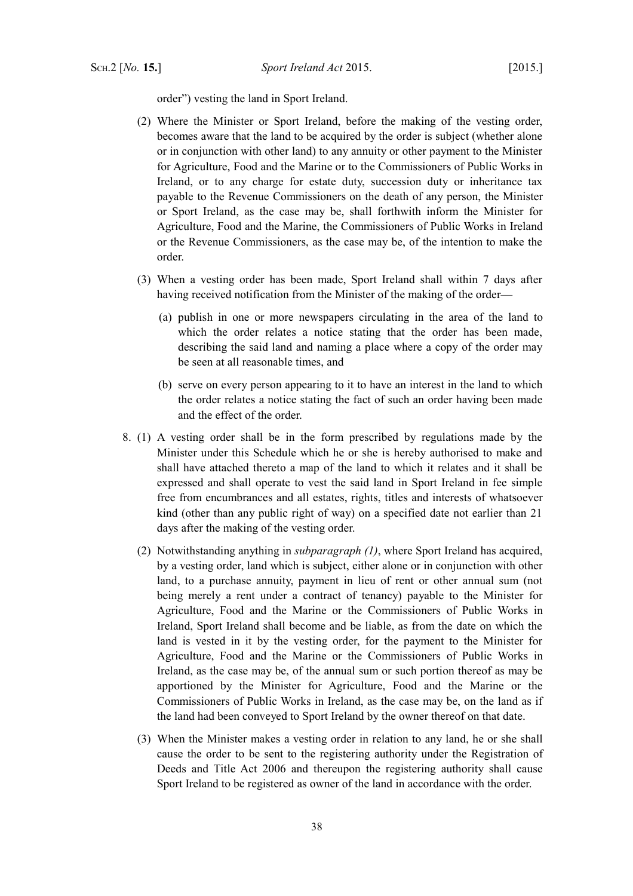order") vesting the land in Sport Ireland.

(2) Where the Minister or Sport Ireland, before the making of the vesting order, becomes aware that the land to be acquired by the order is subject (whether alone or in conjunction with other land) to any annuity or other payment to the Minister for Agriculture, Food and the Marine or to the Commissioners of Public Works in Ireland, or to any charge for estate duty, succession duty or inheritance tax payable to the Revenue Commissioners on the death of any person, the Minister or Sport Ireland, as the case may be, shall forthwith inform the Minister for Agriculture, Food and the Marine, the Commissioners of Public Works in Ireland or the Revenue Commissioners, as the case may be, of the intention to make the order.

(3) When a vesting order has been made, Sport Ireland shall within 7 days after having received notification from the Minister of the making of the order—

(a) publish in one or more newspapers circulating in the area of the land to which the order relates a notice stating that the order has been made, describing the said land and naming a place where a copy of the order may be seen at all reasonable times, and

(b) serve on every person appearing to it to have an interest in the land to which the order relates a notice stating the fact of such an order having been made and the effect of the order.

8. (1) A vesting order shall be in the form prescribed by regulations made by the Minister under this Schedule which he or she is hereby authorised to make and shall have attached thereto a map of the land to which it relates and it shall be expressed and shall operate to vest the said land in Sport Ireland in fee simple free from encumbrances and all estates, rights, titles and interests of whatsoever kind (other than any public right of way) on a specified date not earlier than 21 days after the making of the vesting order.

(2) Notwithstanding anything in *subparagraph (1)*, where Sport Ireland has acquired, by a vesting order, land which is subject, either alone or in conjunction with other land, to a purchase annuity, payment in lieu of rent or other annual sum (not being merely a rent under a contract of tenancy) payable to the Minister for Agriculture, Food and the Marine or the Commissioners of Public Works in Ireland, Sport Ireland shall become and be liable, as from the date on which the land is vested in it by the vesting order, for the payment to the Minister for Agriculture, Food and the Marine or the Commissioners of Public Works in Ireland, as the case may be, of the annual sum or such portion thereof as may be apportioned by the Minister for Agriculture, Food and the Marine or the Commissioners of Public Works in Ireland, as the case may be, on the land as if the land had been conveyed to Sport Ireland by the owner thereof on that date.

(3) When the Minister makes a vesting order in relation to any land, he or she shall cause the order to be sent to the registering authority under the Registration of Deeds and Title Act 2006 and thereupon the registering authority shall cause Sport Ireland to be registered as owner of the land in accordance with the order.